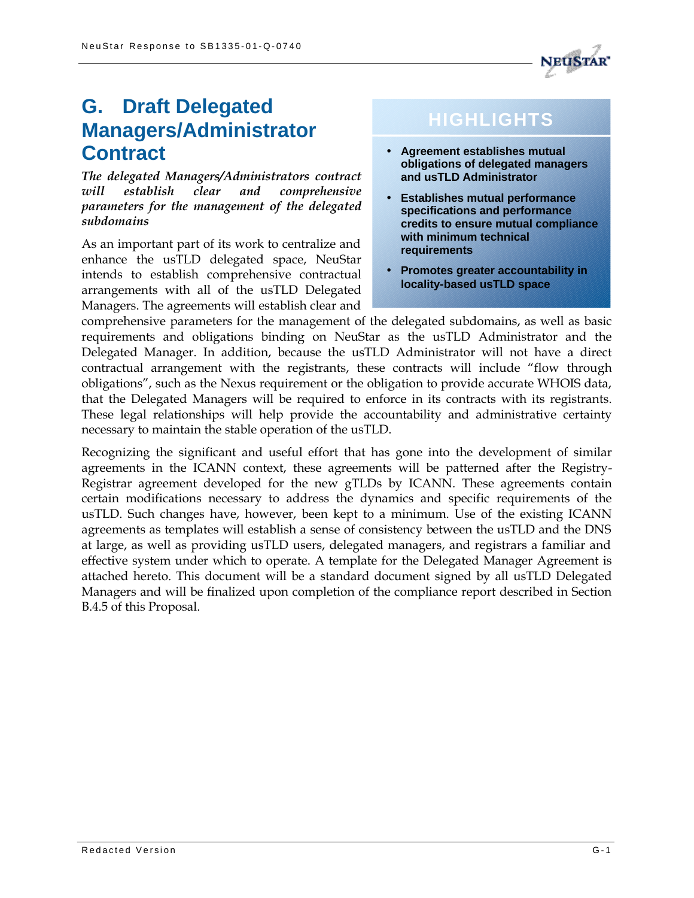# G. Draft Delegated Managers/Administrator Contract

*The delegated Managers/Administrators contract will establish clear and comprehensive parameters for the management of the delegated subdomains*

> **HIGHLIGHTS**
>
> - **Agreement establishes mutual obligations of delegated managers and usTLD Administrator**
> - **Establishes mutual performance specifications and performance credits to ensure mutual compliance with minimum technical requirements**
> - **Promotes greater accountability in locality-based usTLD space**

As an important part of its work to centralize and enhance the usTLD delegated space, NeuStar intends to establish comprehensive contractual arrangements with all of the usTLD Delegated Managers. The agreements will establish clear and comprehensive parameters for the management of the delegated subdomains, as well as basic requirements and obligations binding on NeuStar as the usTLD Administrator and the Delegated Manager. In addition, because the usTLD Administrator will not have a direct contractual arrangement with the registrants, these contracts will include "flow through obligations", such as the Nexus requirement or the obligation to provide accurate WHOIS data, that the Delegated Managers will be required to enforce in its contracts with its registrants. These legal relationships will help provide the accountability and administrative certainty necessary to maintain the stable operation of the usTLD.

Recognizing the significant and useful effort that has gone into the development of similar agreements in the ICANN context, these agreements will be patterned after the Registry-Registrar agreement developed for the new gTLDs by ICANN. These agreements contain certain modifications necessary to address the dynamics and specific requirements of the usTLD. Such changes have, however, been kept to a minimum. Use of the existing ICANN agreements as templates will establish a sense of consistency between the usTLD and the DNS at large, as well as providing usTLD users, delegated managers, and registrars a familiar and effective system under which to operate. A template for the Delegated Manager Agreement is attached hereto. This document will be a standard document signed by all usTLD Delegated Managers and will be finalized upon completion of the compliance report described in Section B.4.5 of this Proposal.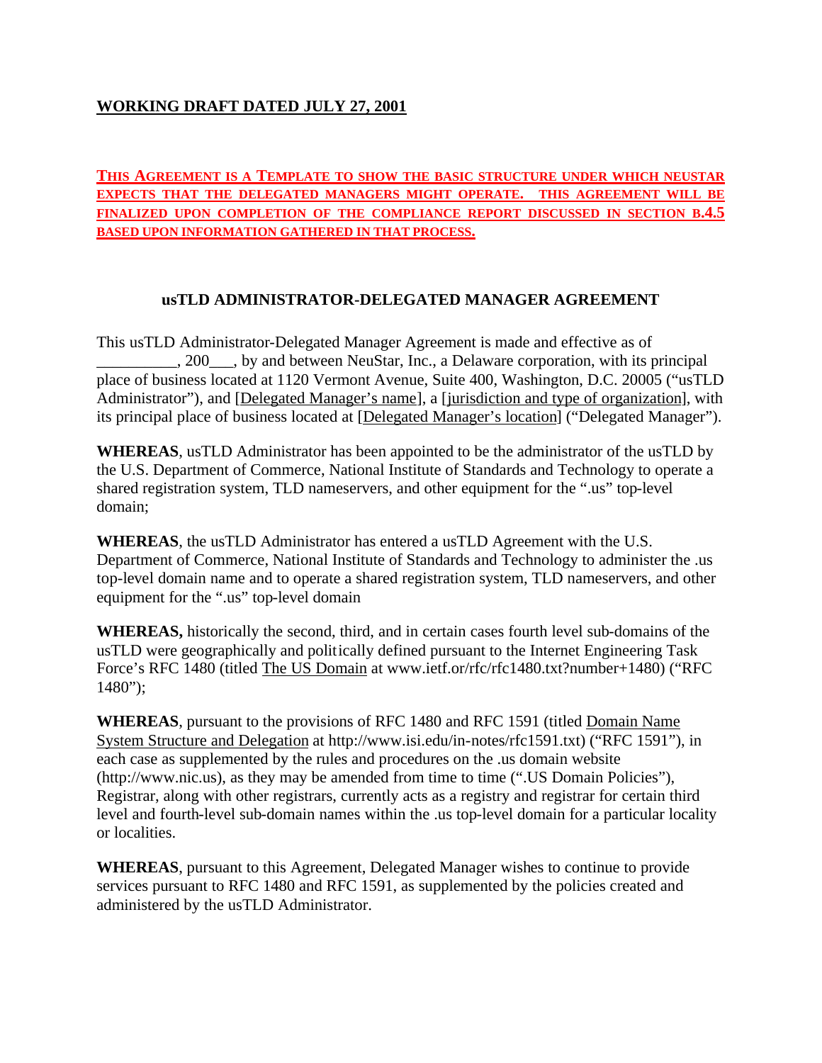**WORKING DRAFT DATED JULY 27, 2001**

**THIS AGREEMENT IS A TEMPLATE TO SHOW THE BASIC STRUCTURE UNDER WHICH NEUSTAR EXPECTS THAT THE DELEGATED MANAGERS MIGHT OPERATE. THIS AGREEMENT WILL BE FINALIZED UPON COMPLETION OF THE COMPLIANCE REPORT DISCUSSED IN SECTION B.4.5 BASED UPON INFORMATION GATHERED IN THAT PROCESS.**

## usTLD ADMINISTRATOR-DELEGATED MANAGER AGREEMENT

This usTLD Administrator-Delegated Manager Agreement is made and effective as of __________, 200___, by and between NeuStar, Inc., a Delaware corporation, with its principal place of business located at 1120 Vermont Avenue, Suite 400, Washington, D.C. 20005 ("usTLD Administrator"), and [Delegated Manager's name], a [jurisdiction and type of organization], with its principal place of business located at [Delegated Manager's location] ("Delegated Manager").

**WHEREAS**, usTLD Administrator has been appointed to be the administrator of the usTLD by the U.S. Department of Commerce, National Institute of Standards and Technology to operate a shared registration system, TLD nameservers, and other equipment for the ".us" top-level domain;

**WHEREAS**, the usTLD Administrator has entered a usTLD Agreement with the U.S. Department of Commerce, National Institute of Standards and Technology to administer the .us top-level domain name and to operate a shared registration system, TLD nameservers, and other equipment for the ".us" top-level domain

**WHEREAS,** historically the second, third, and in certain cases fourth level sub-domains of the usTLD were geographically and politically defined pursuant to the Internet Engineering Task Force's RFC 1480 (titled The US Domain at www.ietf.or/rfc/rfc1480.txt?number+1480) ("RFC 1480");

**WHEREAS**, pursuant to the provisions of RFC 1480 and RFC 1591 (titled Domain Name System Structure and Delegation at http://www.isi.edu/in-notes/rfc1591.txt) ("RFC 1591"), in each case as supplemented by the rules and procedures on the .us domain website (http://www.nic.us), as they may be amended from time to time (".US Domain Policies"), Registrar, along with other registrars, currently acts as a registry and registrar for certain third level and fourth-level sub-domain names within the .us top-level domain for a particular locality or localities.

**WHEREAS**, pursuant to this Agreement, Delegated Manager wishes to continue to provide services pursuant to RFC 1480 and RFC 1591, as supplemented by the policies created and administered by the usTLD Administrator.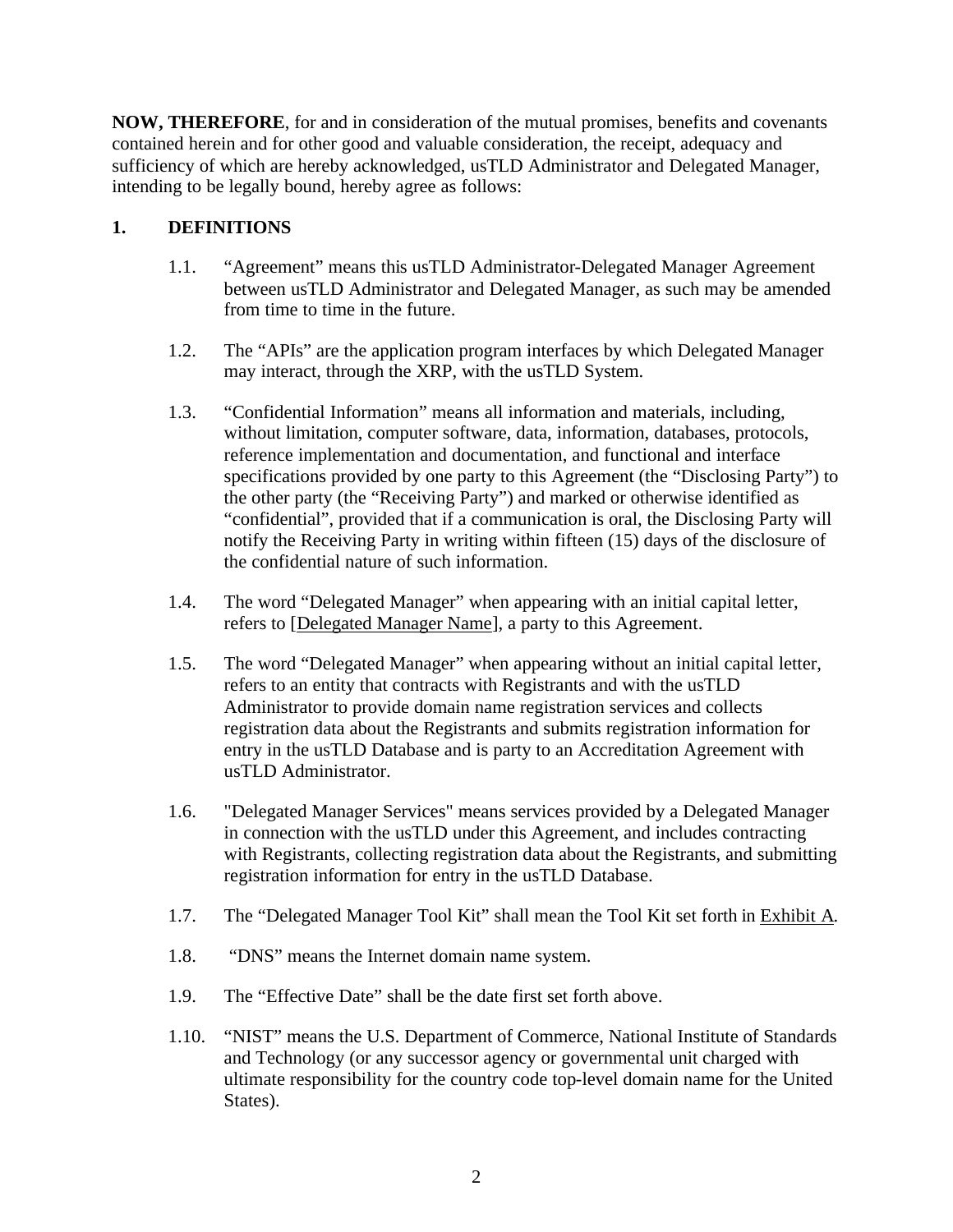**NOW, THEREFORE**, for and in consideration of the mutual promises, benefits and covenants contained herein and for other good and valuable consideration, the receipt, adequacy and sufficiency of which are hereby acknowledged, usTLD Administrator and Delegated Manager, intending to be legally bound, hereby agree as follows:

## 1. DEFINITIONS

1.1. "Agreement" means this usTLD Administrator-Delegated Manager Agreement between usTLD Administrator and Delegated Manager, as such may be amended from time to time in the future.

1.2. The "APIs" are the application program interfaces by which Delegated Manager may interact, through the XRP, with the usTLD System.

1.3. "Confidential Information" means all information and materials, including, without limitation, computer software, data, information, databases, protocols, reference implementation and documentation, and functional and interface specifications provided by one party to this Agreement (the "Disclosing Party") to the other party (the "Receiving Party") and marked or otherwise identified as "confidential", provided that if a communication is oral, the Disclosing Party will notify the Receiving Party in writing within fifteen (15) days of the disclosure of the confidential nature of such information.

1.4. The word "Delegated Manager" when appearing with an initial capital letter, refers to [Delegated Manager Name], a party to this Agreement.

1.5. The word "Delegated Manager" when appearing without an initial capital letter, refers to an entity that contracts with Registrants and with the usTLD Administrator to provide domain name registration services and collects registration data about the Registrants and submits registration information for entry in the usTLD Database and is party to an Accreditation Agreement with usTLD Administrator.

1.6. "Delegated Manager Services" means services provided by a Delegated Manager in connection with the usTLD under this Agreement, and includes contracting with Registrants, collecting registration data about the Registrants, and submitting registration information for entry in the usTLD Database.

1.7. The "Delegated Manager Tool Kit" shall mean the Tool Kit set forth in Exhibit A.

1.8. "DNS" means the Internet domain name system.

1.9. The "Effective Date" shall be the date first set forth above.

1.10. "NIST" means the U.S. Department of Commerce, National Institute of Standards and Technology (or any successor agency or governmental unit charged with ultimate responsibility for the country code top-level domain name for the United States).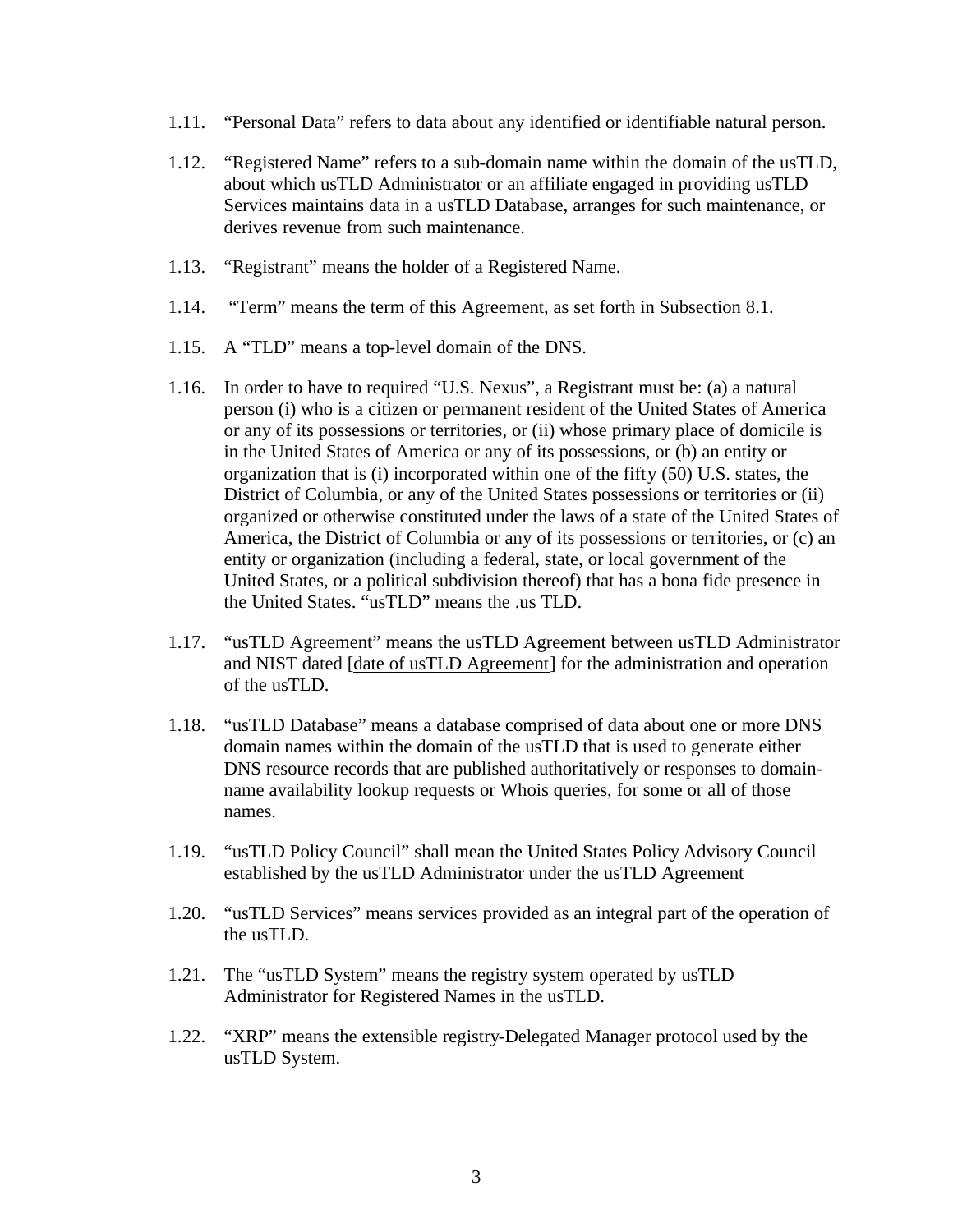1.11. "Personal Data" refers to data about any identified or identifiable natural person.

1.12. "Registered Name" refers to a sub-domain name within the domain of the usTLD, about which usTLD Administrator or an affiliate engaged in providing usTLD Services maintains data in a usTLD Database, arranges for such maintenance, or derives revenue from such maintenance.

1.13. "Registrant" means the holder of a Registered Name.

1.14. "Term" means the term of this Agreement, as set forth in Subsection 8.1.

1.15. A "TLD" means a top-level domain of the DNS.

1.16. In order to have to required "U.S. Nexus", a Registrant must be: (a) a natural person (i) who is a citizen or permanent resident of the United States of America or any of its possessions or territories, or (ii) whose primary place of domicile is in the United States of America or any of its possessions, or (b) an entity or organization that is (i) incorporated within one of the fifty (50) U.S. states, the District of Columbia, or any of the United States possessions or territories or (ii) organized or otherwise constituted under the laws of a state of the United States of America, the District of Columbia or any of its possessions or territories, or (c) an entity or organization (including a federal, state, or local government of the United States, or a political subdivision thereof) that has a bona fide presence in the United States. "usTLD" means the .us TLD.

1.17. "usTLD Agreement" means the usTLD Agreement between usTLD Administrator and NIST dated [date of usTLD Agreement] for the administration and operation of the usTLD.

1.18. "usTLD Database" means a database comprised of data about one or more DNS domain names within the domain of the usTLD that is used to generate either DNS resource records that are published authoritatively or responses to domain-name availability lookup requests or Whois queries, for some or all of those names.

1.19. "usTLD Policy Council" shall mean the United States Policy Advisory Council established by the usTLD Administrator under the usTLD Agreement

1.20. "usTLD Services" means services provided as an integral part of the operation of the usTLD.

1.21. The "usTLD System" means the registry system operated by usTLD Administrator for Registered Names in the usTLD.

1.22. "XRP" means the extensible registry-Delegated Manager protocol used by the usTLD System.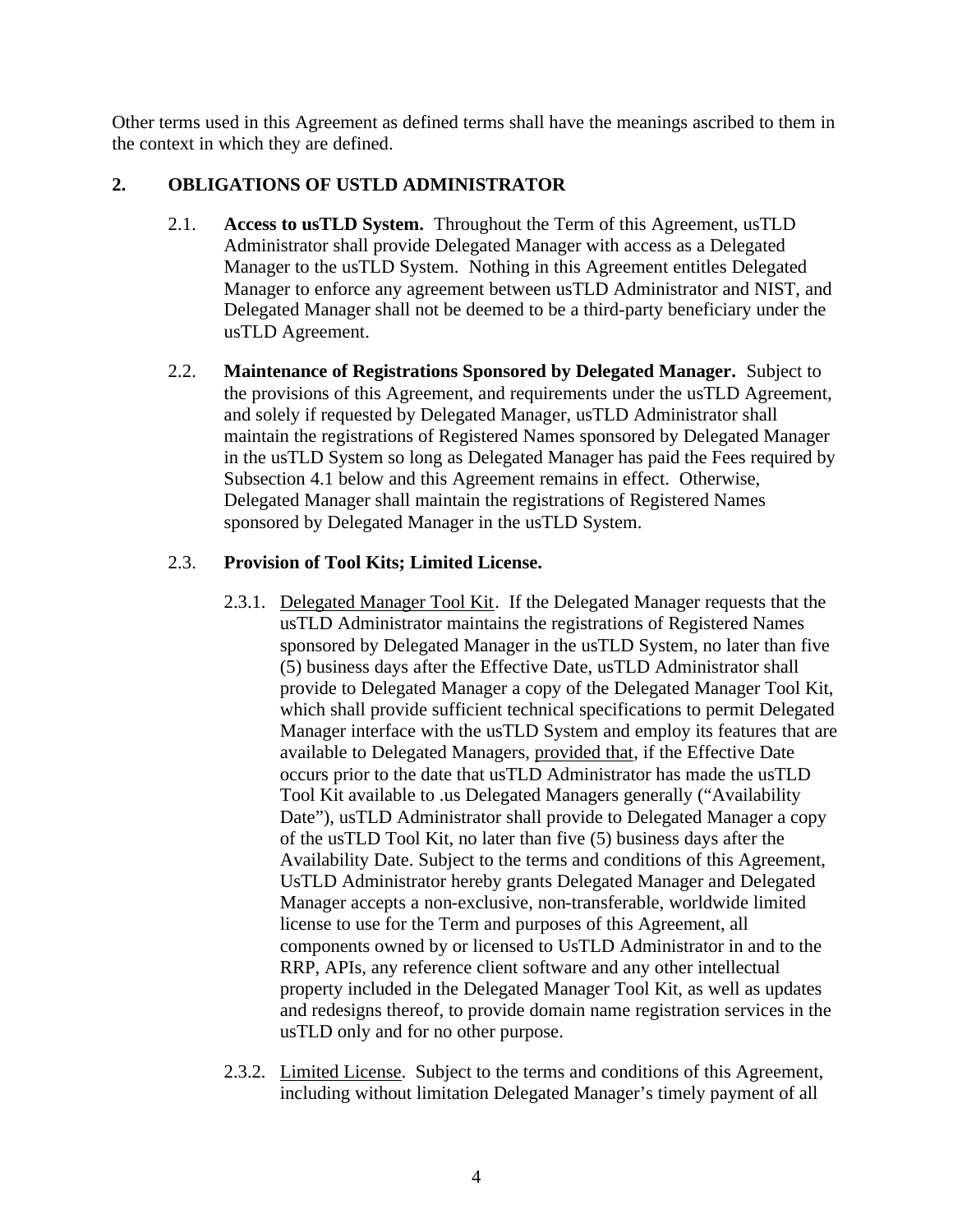Other terms used in this Agreement as defined terms shall have the meanings ascribed to them in the context in which they are defined.

## 2. OBLIGATIONS OF USTLD ADMINISTRATOR

2.1. **Access to usTLD System.** Throughout the Term of this Agreement, usTLD Administrator shall provide Delegated Manager with access as a Delegated Manager to the usTLD System. Nothing in this Agreement entitles Delegated Manager to enforce any agreement between usTLD Administrator and NIST, and Delegated Manager shall not be deemed to be a third-party beneficiary under the usTLD Agreement.

2.2. **Maintenance of Registrations Sponsored by Delegated Manager.** Subject to the provisions of this Agreement, and requirements under the usTLD Agreement, and solely if requested by Delegated Manager, usTLD Administrator shall maintain the registrations of Registered Names sponsored by Delegated Manager in the usTLD System so long as Delegated Manager has paid the Fees required by Subsection 4.1 below and this Agreement remains in effect. Otherwise, Delegated Manager shall maintain the registrations of Registered Names sponsored by Delegated Manager in the usTLD System.

2.3. **Provision of Tool Kits; Limited License.**

2.3.1. Delegated Manager Tool Kit. If the Delegated Manager requests that the usTLD Administrator maintains the registrations of Registered Names sponsored by Delegated Manager in the usTLD System, no later than five (5) business days after the Effective Date, usTLD Administrator shall provide to Delegated Manager a copy of the Delegated Manager Tool Kit, which shall provide sufficient technical specifications to permit Delegated Manager interface with the usTLD System and employ its features that are available to Delegated Managers, provided that, if the Effective Date occurs prior to the date that usTLD Administrator has made the usTLD Tool Kit available to .us Delegated Managers generally ("Availability Date"), usTLD Administrator shall provide to Delegated Manager a copy of the usTLD Tool Kit, no later than five (5) business days after the Availability Date. Subject to the terms and conditions of this Agreement, UsTLD Administrator hereby grants Delegated Manager and Delegated Manager accepts a non-exclusive, non-transferable, worldwide limited license to use for the Term and purposes of this Agreement, all components owned by or licensed to UsTLD Administrator in and to the RRP, APIs, any reference client software and any other intellectual property included in the Delegated Manager Tool Kit, as well as updates and redesigns thereof, to provide domain name registration services in the usTLD only and for no other purpose.

2.3.2. Limited License. Subject to the terms and conditions of this Agreement, including without limitation Delegated Manager's timely payment of all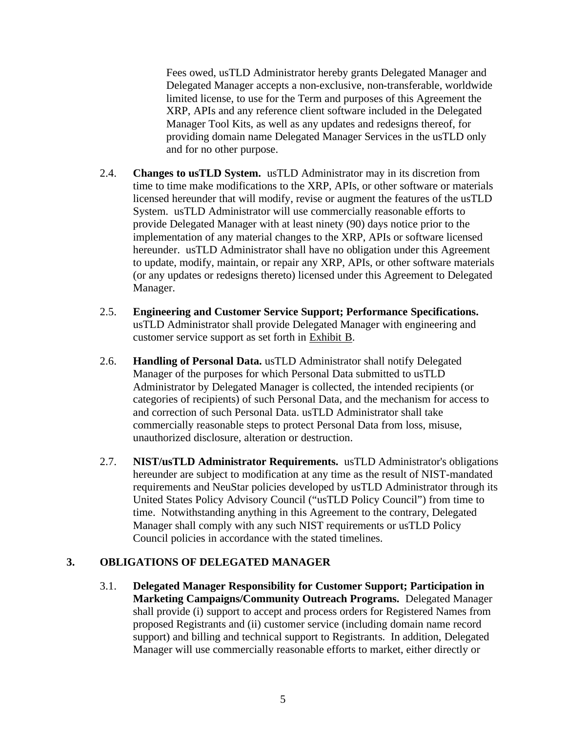Fees owed, usTLD Administrator hereby grants Delegated Manager and Delegated Manager accepts a non-exclusive, non-transferable, worldwide limited license, to use for the Term and purposes of this Agreement the XRP, APIs and any reference client software included in the Delegated Manager Tool Kits, as well as any updates and redesigns thereof, for providing domain name Delegated Manager Services in the usTLD only and for no other purpose.

2.4. **Changes to usTLD System.** usTLD Administrator may in its discretion from time to time make modifications to the XRP, APIs, or other software or materials licensed hereunder that will modify, revise or augment the features of the usTLD System. usTLD Administrator will use commercially reasonable efforts to provide Delegated Manager with at least ninety (90) days notice prior to the implementation of any material changes to the XRP, APIs or software licensed hereunder. usTLD Administrator shall have no obligation under this Agreement to update, modify, maintain, or repair any XRP, APIs, or other software materials (or any updates or redesigns thereto) licensed under this Agreement to Delegated Manager.

2.5. **Engineering and Customer Service Support; Performance Specifications.** usTLD Administrator shall provide Delegated Manager with engineering and customer service support as set forth in Exhibit B.

2.6. **Handling of Personal Data.** usTLD Administrator shall notify Delegated Manager of the purposes for which Personal Data submitted to usTLD Administrator by Delegated Manager is collected, the intended recipients (or categories of recipients) of such Personal Data, and the mechanism for access to and correction of such Personal Data. usTLD Administrator shall take commercially reasonable steps to protect Personal Data from loss, misuse, unauthorized disclosure, alteration or destruction.

2.7. **NIST/usTLD Administrator Requirements.** usTLD Administrator's obligations hereunder are subject to modification at any time as the result of NIST-mandated requirements and NeuStar policies developed by usTLD Administrator through its United States Policy Advisory Council ("usTLD Policy Council") from time to time. Notwithstanding anything in this Agreement to the contrary, Delegated Manager shall comply with any such NIST requirements or usTLD Policy Council policies in accordance with the stated timelines.

## 3. OBLIGATIONS OF DELEGATED MANAGER

3.1. **Delegated Manager Responsibility for Customer Support; Participation in Marketing Campaigns/Community Outreach Programs.** Delegated Manager shall provide (i) support to accept and process orders for Registered Names from proposed Registrants and (ii) customer service (including domain name record support) and billing and technical support to Registrants. In addition, Delegated Manager will use commercially reasonable efforts to market, either directly or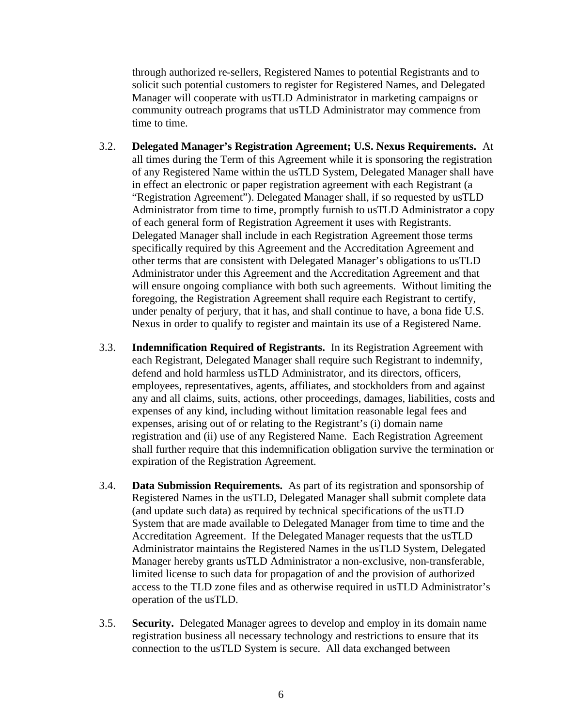through authorized re-sellers, Registered Names to potential Registrants and to solicit such potential customers to register for Registered Names, and Delegated Manager will cooperate with usTLD Administrator in marketing campaigns or community outreach programs that usTLD Administrator may commence from time to time.

3.2. **Delegated Manager's Registration Agreement; U.S. Nexus Requirements.** At all times during the Term of this Agreement while it is sponsoring the registration of any Registered Name within the usTLD System, Delegated Manager shall have in effect an electronic or paper registration agreement with each Registrant (a "Registration Agreement"). Delegated Manager shall, if so requested by usTLD Administrator from time to time, promptly furnish to usTLD Administrator a copy of each general form of Registration Agreement it uses with Registrants. Delegated Manager shall include in each Registration Agreement those terms specifically required by this Agreement and the Accreditation Agreement and other terms that are consistent with Delegated Manager's obligations to usTLD Administrator under this Agreement and the Accreditation Agreement and that will ensure ongoing compliance with both such agreements. Without limiting the foregoing, the Registration Agreement shall require each Registrant to certify, under penalty of perjury, that it has, and shall continue to have, a bona fide U.S. Nexus in order to qualify to register and maintain its use of a Registered Name.

3.3. **Indemnification Required of Registrants.** In its Registration Agreement with each Registrant, Delegated Manager shall require such Registrant to indemnify, defend and hold harmless usTLD Administrator, and its directors, officers, employees, representatives, agents, affiliates, and stockholders from and against any and all claims, suits, actions, other proceedings, damages, liabilities, costs and expenses of any kind, including without limitation reasonable legal fees and expenses, arising out of or relating to the Registrant's (i) domain name registration and (ii) use of any Registered Name. Each Registration Agreement shall further require that this indemnification obligation survive the termination or expiration of the Registration Agreement.

3.4. **Data Submission Requirements.** As part of its registration and sponsorship of Registered Names in the usTLD, Delegated Manager shall submit complete data (and update such data) as required by technical specifications of the usTLD System that are made available to Delegated Manager from time to time and the Accreditation Agreement. If the Delegated Manager requests that the usTLD Administrator maintains the Registered Names in the usTLD System, Delegated Manager hereby grants usTLD Administrator a non-exclusive, non-transferable, limited license to such data for propagation of and the provision of authorized access to the TLD zone files and as otherwise required in usTLD Administrator's operation of the usTLD.

3.5. **Security.** Delegated Manager agrees to develop and employ in its domain name registration business all necessary technology and restrictions to ensure that its connection to the usTLD System is secure. All data exchanged between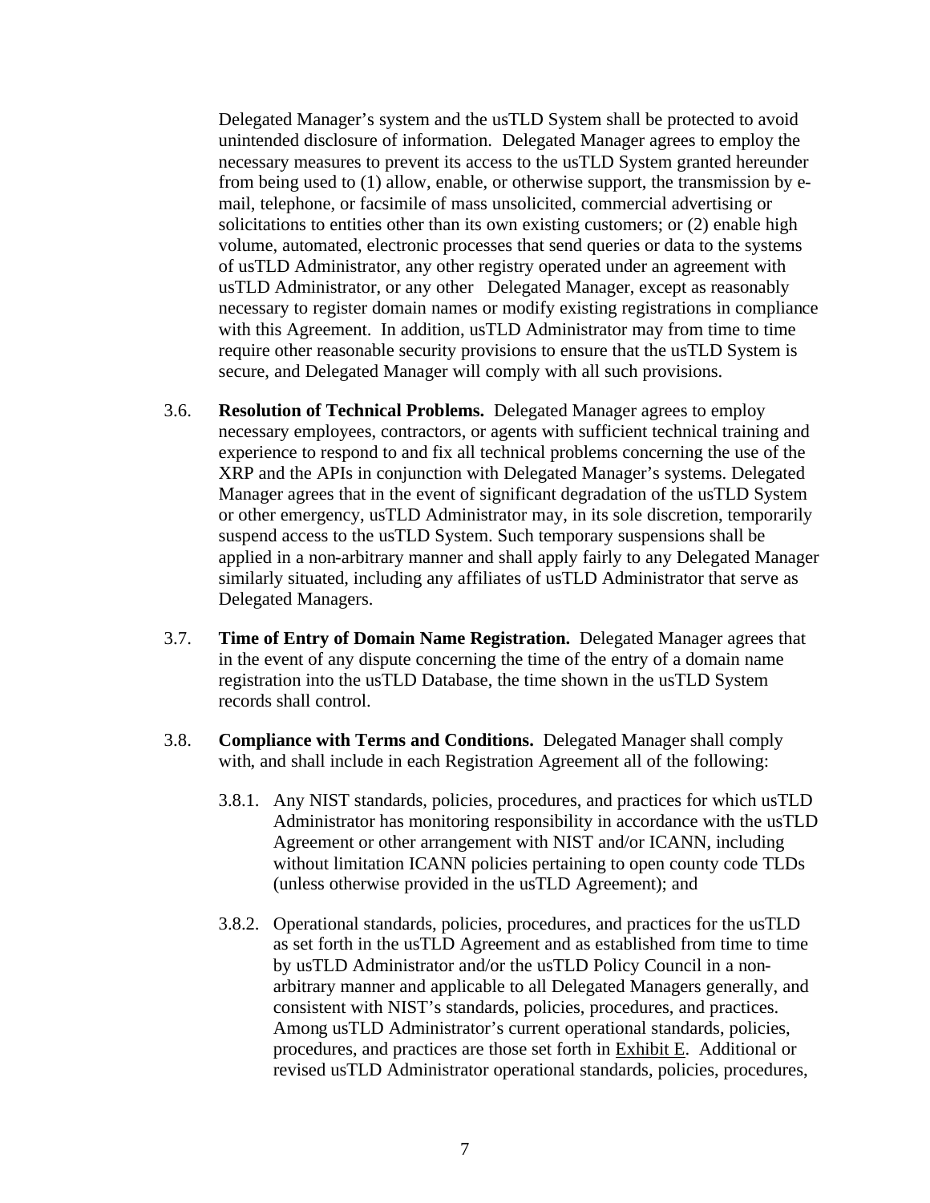Delegated Manager's system and the usTLD System shall be protected to avoid unintended disclosure of information. Delegated Manager agrees to employ the necessary measures to prevent its access to the usTLD System granted hereunder from being used to (1) allow, enable, or otherwise support, the transmission by e-mail, telephone, or facsimile of mass unsolicited, commercial advertising or solicitations to entities other than its own existing customers; or (2) enable high volume, automated, electronic processes that send queries or data to the systems of usTLD Administrator, any other registry operated under an agreement with usTLD Administrator, or any other Delegated Manager, except as reasonably necessary to register domain names or modify existing registrations in compliance with this Agreement. In addition, usTLD Administrator may from time to time require other reasonable security provisions to ensure that the usTLD System is secure, and Delegated Manager will comply with all such provisions.

3.6. **Resolution of Technical Problems.** Delegated Manager agrees to employ necessary employees, contractors, or agents with sufficient technical training and experience to respond to and fix all technical problems concerning the use of the XRP and the APIs in conjunction with Delegated Manager's systems. Delegated Manager agrees that in the event of significant degradation of the usTLD System or other emergency, usTLD Administrator may, in its sole discretion, temporarily suspend access to the usTLD System. Such temporary suspensions shall be applied in a non-arbitrary manner and shall apply fairly to any Delegated Manager similarly situated, including any affiliates of usTLD Administrator that serve as Delegated Managers.

3.7. **Time of Entry of Domain Name Registration.** Delegated Manager agrees that in the event of any dispute concerning the time of the entry of a domain name registration into the usTLD Database, the time shown in the usTLD System records shall control.

3.8. **Compliance with Terms and Conditions.** Delegated Manager shall comply with, and shall include in each Registration Agreement all of the following:

3.8.1. Any NIST standards, policies, procedures, and practices for which usTLD Administrator has monitoring responsibility in accordance with the usTLD Agreement or other arrangement with NIST and/or ICANN, including without limitation ICANN policies pertaining to open county code TLDs (unless otherwise provided in the usTLD Agreement); and

3.8.2. Operational standards, policies, procedures, and practices for the usTLD as set forth in the usTLD Agreement and as established from time to time by usTLD Administrator and/or the usTLD Policy Council in a non-arbitrary manner and applicable to all Delegated Managers generally, and consistent with NIST's standards, policies, procedures, and practices. Among usTLD Administrator's current operational standards, policies, procedures, and practices are those set forth in Exhibit E. Additional or revised usTLD Administrator operational standards, policies, procedures,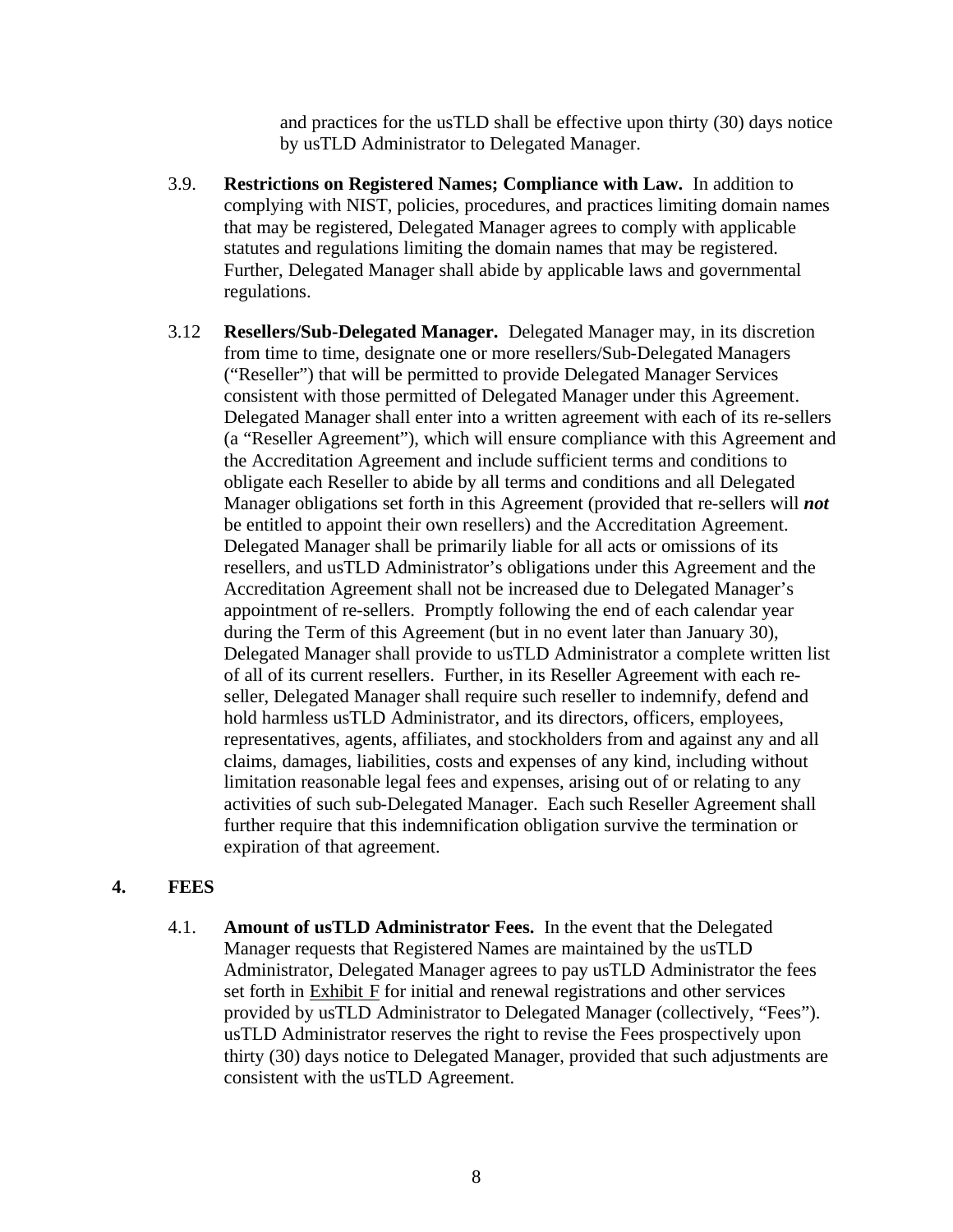and practices for the usTLD shall be effective upon thirty (30) days notice by usTLD Administrator to Delegated Manager.

3.9. **Restrictions on Registered Names; Compliance with Law.** In addition to complying with NIST, policies, procedures, and practices limiting domain names that may be registered, Delegated Manager agrees to comply with applicable statutes and regulations limiting the domain names that may be registered. Further, Delegated Manager shall abide by applicable laws and governmental regulations.

3.12 **Resellers/Sub-Delegated Manager.** Delegated Manager may, in its discretion from time to time, designate one or more resellers/Sub-Delegated Managers ("Reseller") that will be permitted to provide Delegated Manager Services consistent with those permitted of Delegated Manager under this Agreement. Delegated Manager shall enter into a written agreement with each of its re-sellers (a "Reseller Agreement"), which will ensure compliance with this Agreement and the Accreditation Agreement and include sufficient terms and conditions to obligate each Reseller to abide by all terms and conditions and all Delegated Manager obligations set forth in this Agreement (provided that re-sellers will ***not*** be entitled to appoint their own resellers) and the Accreditation Agreement. Delegated Manager shall be primarily liable for all acts or omissions of its resellers, and usTLD Administrator's obligations under this Agreement and the Accreditation Agreement shall not be increased due to Delegated Manager's appointment of re-sellers. Promptly following the end of each calendar year during the Term of this Agreement (but in no event later than January 30), Delegated Manager shall provide to usTLD Administrator a complete written list of all of its current resellers. Further, in its Reseller Agreement with each re-seller, Delegated Manager shall require such reseller to indemnify, defend and hold harmless usTLD Administrator, and its directors, officers, employees, representatives, agents, affiliates, and stockholders from and against any and all claims, damages, liabilities, costs and expenses of any kind, including without limitation reasonable legal fees and expenses, arising out of or relating to any activities of such sub-Delegated Manager. Each such Reseller Agreement shall further require that this indemnification obligation survive the termination or expiration of that agreement.

## 4. FEES

4.1. **Amount of usTLD Administrator Fees.** In the event that the Delegated Manager requests that Registered Names are maintained by the usTLD Administrator, Delegated Manager agrees to pay usTLD Administrator the fees set forth in Exhibit F for initial and renewal registrations and other services provided by usTLD Administrator to Delegated Manager (collectively, "Fees"). usTLD Administrator reserves the right to revise the Fees prospectively upon thirty (30) days notice to Delegated Manager, provided that such adjustments are consistent with the usTLD Agreement.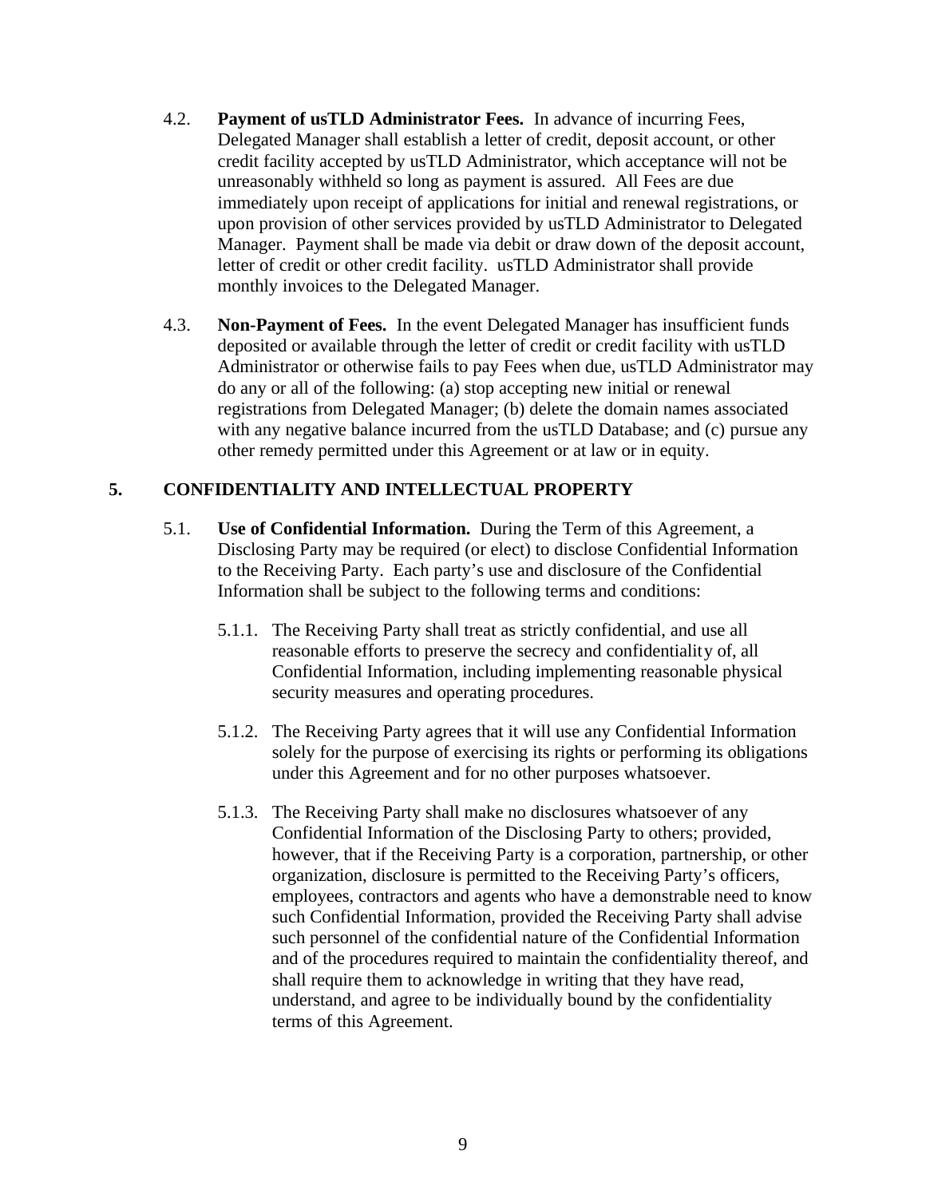4.2. **Payment of usTLD Administrator Fees.** In advance of incurring Fees, Delegated Manager shall establish a letter of credit, deposit account, or other credit facility accepted by usTLD Administrator, which acceptance will not be unreasonably withheld so long as payment is assured. All Fees are due immediately upon receipt of applications for initial and renewal registrations, or upon provision of other services provided by usTLD Administrator to Delegated Manager. Payment shall be made via debit or draw down of the deposit account, letter of credit or other credit facility. usTLD Administrator shall provide monthly invoices to the Delegated Manager.

4.3. **Non-Payment of Fees.** In the event Delegated Manager has insufficient funds deposited or available through the letter of credit or credit facility with usTLD Administrator or otherwise fails to pay Fees when due, usTLD Administrator may do any or all of the following: (a) stop accepting new initial or renewal registrations from Delegated Manager; (b) delete the domain names associated with any negative balance incurred from the usTLD Database; and (c) pursue any other remedy permitted under this Agreement or at law or in equity.

## 5. CONFIDENTIALITY AND INTELLECTUAL PROPERTY

5.1. **Use of Confidential Information.** During the Term of this Agreement, a Disclosing Party may be required (or elect) to disclose Confidential Information to the Receiving Party. Each party's use and disclosure of the Confidential Information shall be subject to the following terms and conditions:

5.1.1. The Receiving Party shall treat as strictly confidential, and use all reasonable efforts to preserve the secrecy and confidentiality of, all Confidential Information, including implementing reasonable physical security measures and operating procedures.

5.1.2. The Receiving Party agrees that it will use any Confidential Information solely for the purpose of exercising its rights or performing its obligations under this Agreement and for no other purposes whatsoever.

5.1.3. The Receiving Party shall make no disclosures whatsoever of any Confidential Information of the Disclosing Party to others; provided, however, that if the Receiving Party is a corporation, partnership, or other organization, disclosure is permitted to the Receiving Party's officers, employees, contractors and agents who have a demonstrable need to know such Confidential Information, provided the Receiving Party shall advise such personnel of the confidential nature of the Confidential Information and of the procedures required to maintain the confidentiality thereof, and shall require them to acknowledge in writing that they have read, understand, and agree to be individually bound by the confidentiality terms of this Agreement.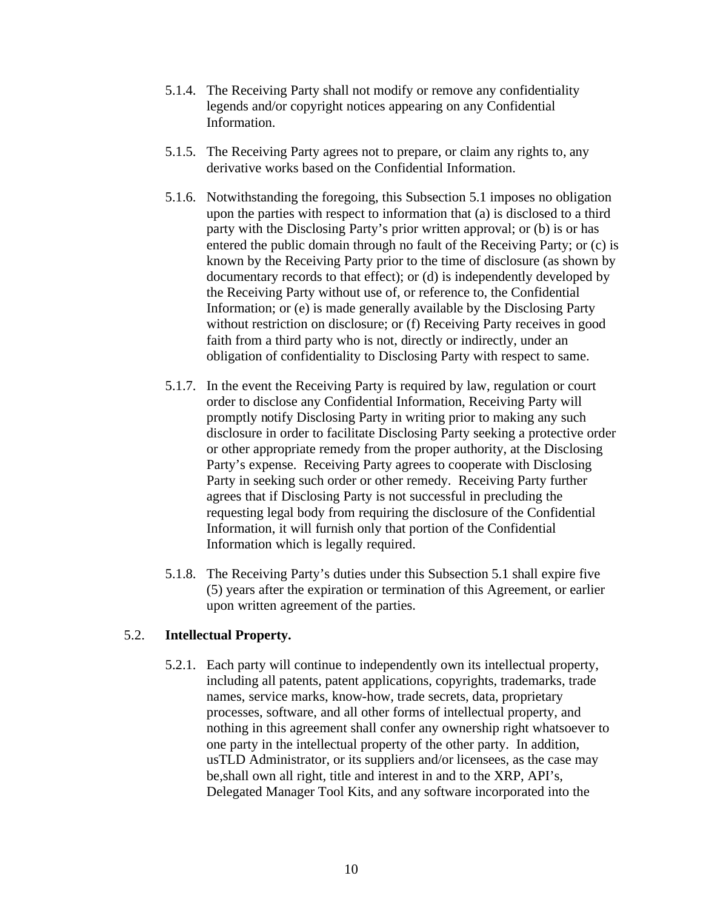5.1.4. The Receiving Party shall not modify or remove any confidentiality legends and/or copyright notices appearing on any Confidential Information.

5.1.5. The Receiving Party agrees not to prepare, or claim any rights to, any derivative works based on the Confidential Information.

5.1.6. Notwithstanding the foregoing, this Subsection 5.1 imposes no obligation upon the parties with respect to information that (a) is disclosed to a third party with the Disclosing Party's prior written approval; or (b) is or has entered the public domain through no fault of the Receiving Party; or (c) is known by the Receiving Party prior to the time of disclosure (as shown by documentary records to that effect); or (d) is independently developed by the Receiving Party without use of, or reference to, the Confidential Information; or (e) is made generally available by the Disclosing Party without restriction on disclosure; or (f) Receiving Party receives in good faith from a third party who is not, directly or indirectly, under an obligation of confidentiality to Disclosing Party with respect to same.

5.1.7. In the event the Receiving Party is required by law, regulation or court order to disclose any Confidential Information, Receiving Party will promptly notify Disclosing Party in writing prior to making any such disclosure in order to facilitate Disclosing Party seeking a protective order or other appropriate remedy from the proper authority, at the Disclosing Party's expense. Receiving Party agrees to cooperate with Disclosing Party in seeking such order or other remedy. Receiving Party further agrees that if Disclosing Party is not successful in precluding the requesting legal body from requiring the disclosure of the Confidential Information, it will furnish only that portion of the Confidential Information which is legally required.

5.1.8. The Receiving Party's duties under this Subsection 5.1 shall expire five (5) years after the expiration or termination of this Agreement, or earlier upon written agreement of the parties.

5.2. **Intellectual Property.**

5.2.1. Each party will continue to independently own its intellectual property, including all patents, patent applications, copyrights, trademarks, trade names, service marks, know-how, trade secrets, data, proprietary processes, software, and all other forms of intellectual property, and nothing in this agreement shall confer any ownership right whatsoever to one party in the intellectual property of the other party. In addition, usTLD Administrator, or its suppliers and/or licensees, as the case may be,shall own all right, title and interest in and to the XRP, API's, Delegated Manager Tool Kits, and any software incorporated into the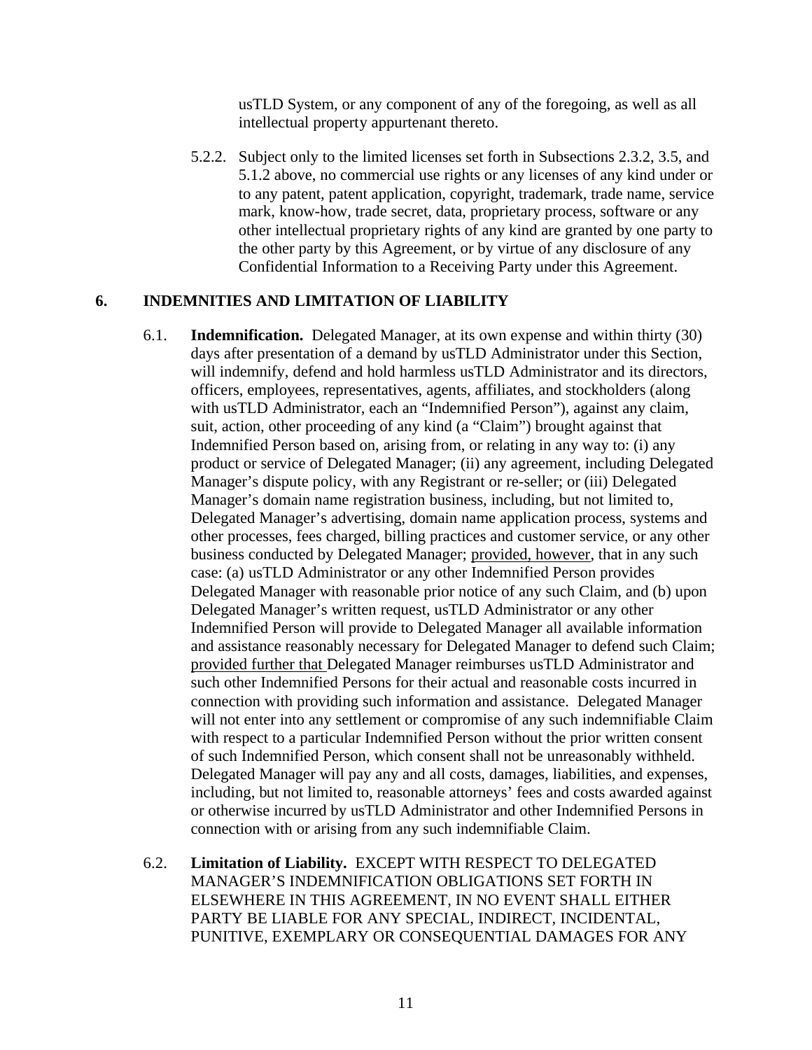usTLD System, or any component of any of the foregoing, as well as all intellectual property appurtenant thereto.

5.2.2. Subject only to the limited licenses set forth in Subsections 2.3.2, 3.5, and 5.1.2 above, no commercial use rights or any licenses of any kind under or to any patent, patent application, copyright, trademark, trade name, service mark, know-how, trade secret, data, proprietary process, software or any other intellectual proprietary rights of any kind are granted by one party to the other party by this Agreement, or by virtue of any disclosure of any Confidential Information to a Receiving Party under this Agreement.

## 6. INDEMNITIES AND LIMITATION OF LIABILITY

6.1. **Indemnification.** Delegated Manager, at its own expense and within thirty (30) days after presentation of a demand by usTLD Administrator under this Section, will indemnify, defend and hold harmless usTLD Administrator and its directors, officers, employees, representatives, agents, affiliates, and stockholders (along with usTLD Administrator, each an "Indemnified Person"), against any claim, suit, action, other proceeding of any kind (a "Claim") brought against that Indemnified Person based on, arising from, or relating in any way to: (i) any product or service of Delegated Manager; (ii) any agreement, including Delegated Manager's dispute policy, with any Registrant or re-seller; or (iii) Delegated Manager's domain name registration business, including, but not limited to, Delegated Manager's advertising, domain name application process, systems and other processes, fees charged, billing practices and customer service, or any other business conducted by Delegated Manager; provided, however, that in any such case: (a) usTLD Administrator or any other Indemnified Person provides Delegated Manager with reasonable prior notice of any such Claim, and (b) upon Delegated Manager's written request, usTLD Administrator or any other Indemnified Person will provide to Delegated Manager all available information and assistance reasonably necessary for Delegated Manager to defend such Claim; provided further that Delegated Manager reimburses usTLD Administrator and such other Indemnified Persons for their actual and reasonable costs incurred in connection with providing such information and assistance. Delegated Manager will not enter into any settlement or compromise of any such indemnifiable Claim with respect to a particular Indemnified Person without the prior written consent of such Indemnified Person, which consent shall not be unreasonably withheld. Delegated Manager will pay any and all costs, damages, liabilities, and expenses, including, but not limited to, reasonable attorneys' fees and costs awarded against or otherwise incurred by usTLD Administrator and other Indemnified Persons in connection with or arising from any such indemnifiable Claim.

6.2. **Limitation of Liability.** EXCEPT WITH RESPECT TO DELEGATED MANAGER'S INDEMNIFICATION OBLIGATIONS SET FORTH IN ELSEWHERE IN THIS AGREEMENT, IN NO EVENT SHALL EITHER PARTY BE LIABLE FOR ANY SPECIAL, INDIRECT, INCIDENTAL, PUNITIVE, EXEMPLARY OR CONSEQUENTIAL DAMAGES FOR ANY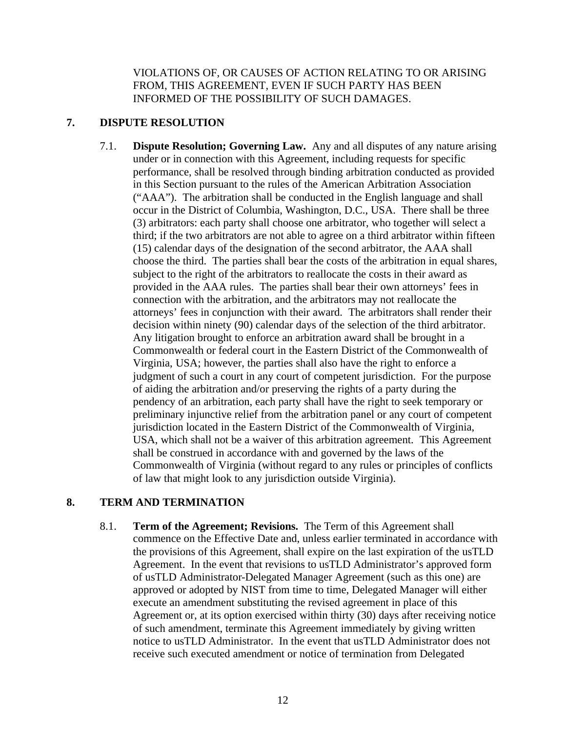VIOLATIONS OF, OR CAUSES OF ACTION RELATING TO OR ARISING FROM, THIS AGREEMENT, EVEN IF SUCH PARTY HAS BEEN INFORMED OF THE POSSIBILITY OF SUCH DAMAGES.

## 7. DISPUTE RESOLUTION

7.1. **Dispute Resolution; Governing Law.** Any and all disputes of any nature arising under or in connection with this Agreement, including requests for specific performance, shall be resolved through binding arbitration conducted as provided in this Section pursuant to the rules of the American Arbitration Association ("AAA"). The arbitration shall be conducted in the English language and shall occur in the District of Columbia, Washington, D.C., USA. There shall be three (3) arbitrators: each party shall choose one arbitrator, who together will select a third; if the two arbitrators are not able to agree on a third arbitrator within fifteen (15) calendar days of the designation of the second arbitrator, the AAA shall choose the third. The parties shall bear the costs of the arbitration in equal shares, subject to the right of the arbitrators to reallocate the costs in their award as provided in the AAA rules. The parties shall bear their own attorneys' fees in connection with the arbitration, and the arbitrators may not reallocate the attorneys' fees in conjunction with their award. The arbitrators shall render their decision within ninety (90) calendar days of the selection of the third arbitrator. Any litigation brought to enforce an arbitration award shall be brought in a Commonwealth or federal court in the Eastern District of the Commonwealth of Virginia, USA; however, the parties shall also have the right to enforce a judgment of such a court in any court of competent jurisdiction. For the purpose of aiding the arbitration and/or preserving the rights of a party during the pendency of an arbitration, each party shall have the right to seek temporary or preliminary injunctive relief from the arbitration panel or any court of competent jurisdiction located in the Eastern District of the Commonwealth of Virginia, USA, which shall not be a waiver of this arbitration agreement. This Agreement shall be construed in accordance with and governed by the laws of the Commonwealth of Virginia (without regard to any rules or principles of conflicts of law that might look to any jurisdiction outside Virginia).

## 8. TERM AND TERMINATION

8.1. **Term of the Agreement; Revisions.** The Term of this Agreement shall commence on the Effective Date and, unless earlier terminated in accordance with the provisions of this Agreement, shall expire on the last expiration of the usTLD Agreement. In the event that revisions to usTLD Administrator's approved form of usTLD Administrator-Delegated Manager Agreement (such as this one) are approved or adopted by NIST from time to time, Delegated Manager will either execute an amendment substituting the revised agreement in place of this Agreement or, at its option exercised within thirty (30) days after receiving notice of such amendment, terminate this Agreement immediately by giving written notice to usTLD Administrator. In the event that usTLD Administrator does not receive such executed amendment or notice of termination from Delegated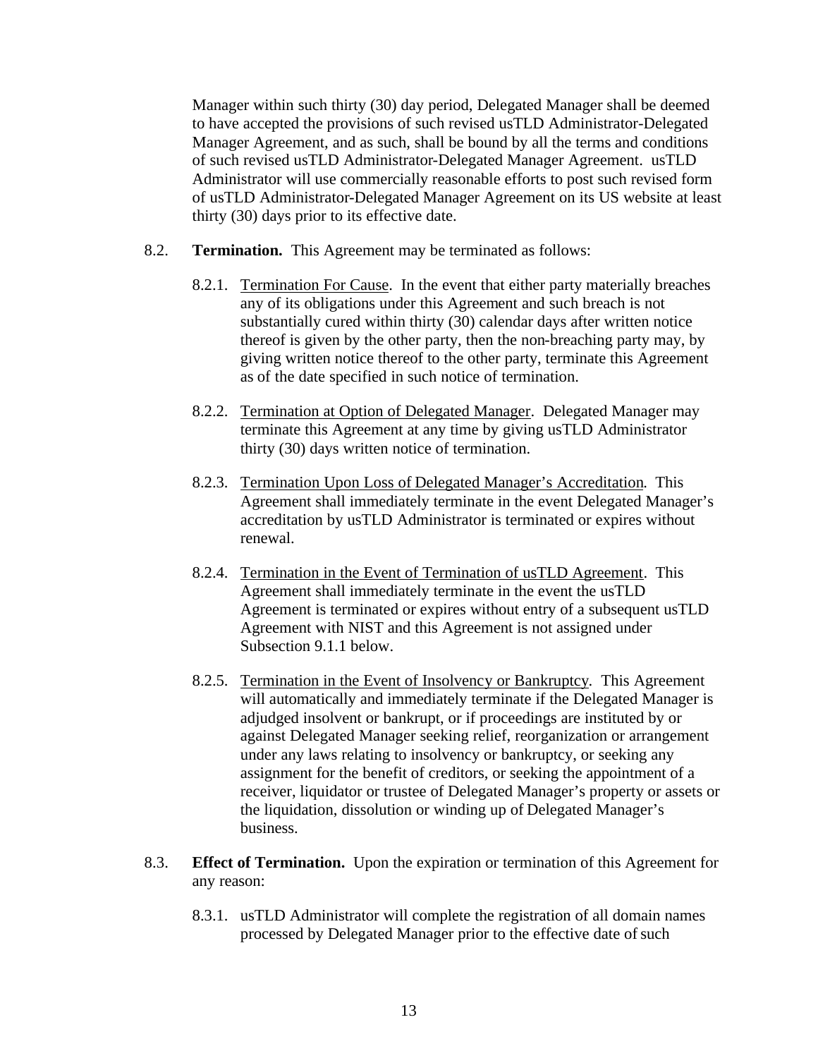Manager within such thirty (30) day period, Delegated Manager shall be deemed to have accepted the provisions of such revised usTLD Administrator-Delegated Manager Agreement, and as such, shall be bound by all the terms and conditions of such revised usTLD Administrator-Delegated Manager Agreement. usTLD Administrator will use commercially reasonable efforts to post such revised form of usTLD Administrator-Delegated Manager Agreement on its US website at least thirty (30) days prior to its effective date.

8.2. **Termination.** This Agreement may be terminated as follows:

8.2.1. Termination For Cause. In the event that either party materially breaches any of its obligations under this Agreement and such breach is not substantially cured within thirty (30) calendar days after written notice thereof is given by the other party, then the non-breaching party may, by giving written notice thereof to the other party, terminate this Agreement as of the date specified in such notice of termination.

8.2.2. Termination at Option of Delegated Manager. Delegated Manager may terminate this Agreement at any time by giving usTLD Administrator thirty (30) days written notice of termination.

8.2.3. Termination Upon Loss of Delegated Manager's Accreditation. This Agreement shall immediately terminate in the event Delegated Manager's accreditation by usTLD Administrator is terminated or expires without renewal.

8.2.4. Termination in the Event of Termination of usTLD Agreement. This Agreement shall immediately terminate in the event the usTLD Agreement is terminated or expires without entry of a subsequent usTLD Agreement with NIST and this Agreement is not assigned under Subsection 9.1.1 below.

8.2.5. Termination in the Event of Insolvency or Bankruptcy. This Agreement will automatically and immediately terminate if the Delegated Manager is adjudged insolvent or bankrupt, or if proceedings are instituted by or against Delegated Manager seeking relief, reorganization or arrangement under any laws relating to insolvency or bankruptcy, or seeking any assignment for the benefit of creditors, or seeking the appointment of a receiver, liquidator or trustee of Delegated Manager's property or assets or the liquidation, dissolution or winding up of Delegated Manager's business.

8.3. **Effect of Termination.** Upon the expiration or termination of this Agreement for any reason:

8.3.1. usTLD Administrator will complete the registration of all domain names processed by Delegated Manager prior to the effective date of such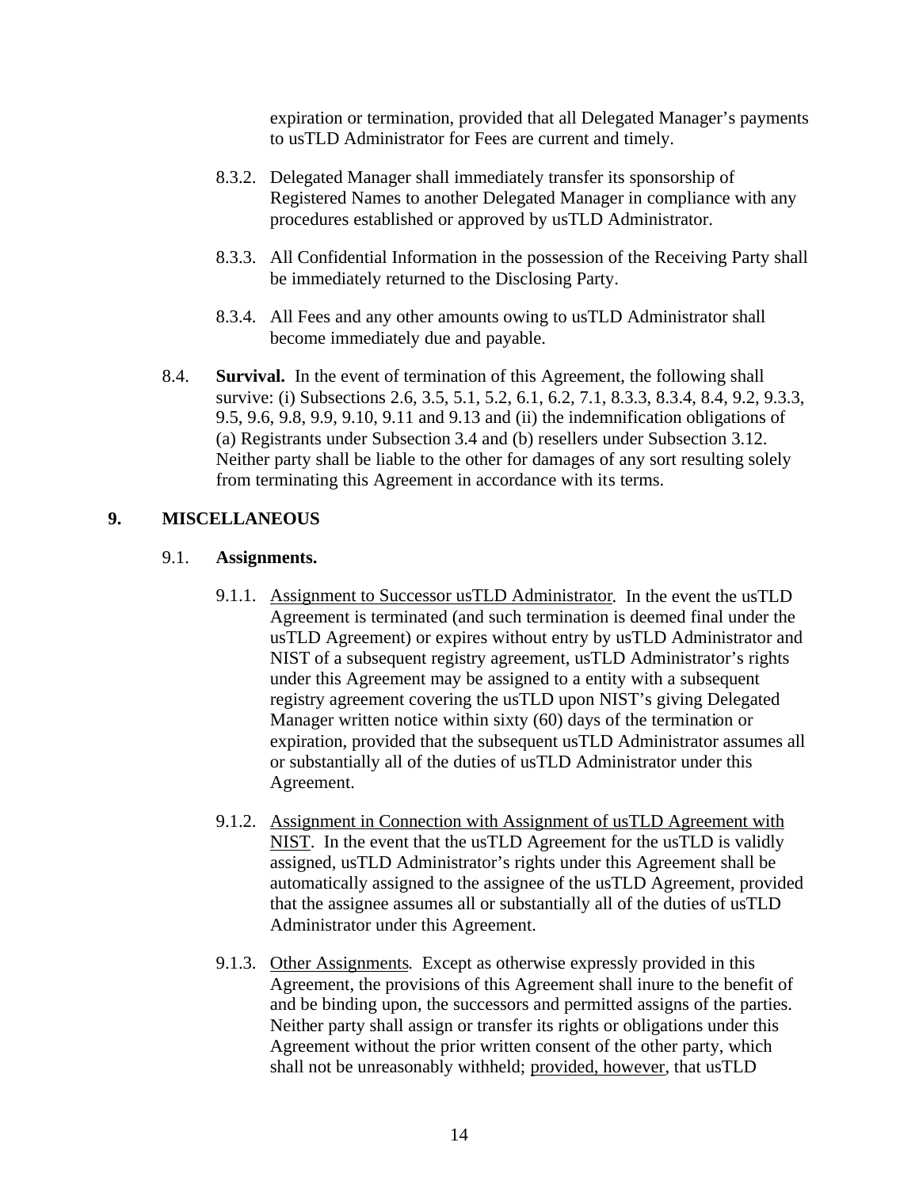expiration or termination, provided that all Delegated Manager's payments to usTLD Administrator for Fees are current and timely.

8.3.2. Delegated Manager shall immediately transfer its sponsorship of Registered Names to another Delegated Manager in compliance with any procedures established or approved by usTLD Administrator.

8.3.3. All Confidential Information in the possession of the Receiving Party shall be immediately returned to the Disclosing Party.

8.3.4. All Fees and any other amounts owing to usTLD Administrator shall become immediately due and payable.

8.4. **Survival.** In the event of termination of this Agreement, the following shall survive: (i) Subsections 2.6, 3.5, 5.1, 5.2, 6.1, 6.2, 7.1, 8.3.3, 8.3.4, 8.4, 9.2, 9.3.3, 9.5, 9.6, 9.8, 9.9, 9.10, 9.11 and 9.13 and (ii) the indemnification obligations of (a) Registrants under Subsection 3.4 and (b) resellers under Subsection 3.12. Neither party shall be liable to the other for damages of any sort resulting solely from terminating this Agreement in accordance with its terms.

## 9. MISCELLANEOUS

9.1. **Assignments.**

9.1.1. Assignment to Successor usTLD Administrator. In the event the usTLD Agreement is terminated (and such termination is deemed final under the usTLD Agreement) or expires without entry by usTLD Administrator and NIST of a subsequent registry agreement, usTLD Administrator's rights under this Agreement may be assigned to a entity with a subsequent registry agreement covering the usTLD upon NIST's giving Delegated Manager written notice within sixty (60) days of the termination or expiration, provided that the subsequent usTLD Administrator assumes all or substantially all of the duties of usTLD Administrator under this Agreement.

9.1.2. Assignment in Connection with Assignment of usTLD Agreement with NIST. In the event that the usTLD Agreement for the usTLD is validly assigned, usTLD Administrator's rights under this Agreement shall be automatically assigned to the assignee of the usTLD Agreement, provided that the assignee assumes all or substantially all of the duties of usTLD Administrator under this Agreement.

9.1.3. Other Assignments. Except as otherwise expressly provided in this Agreement, the provisions of this Agreement shall inure to the benefit of and be binding upon, the successors and permitted assigns of the parties. Neither party shall assign or transfer its rights or obligations under this Agreement without the prior written consent of the other party, which shall not be unreasonably withheld; provided, however, that usTLD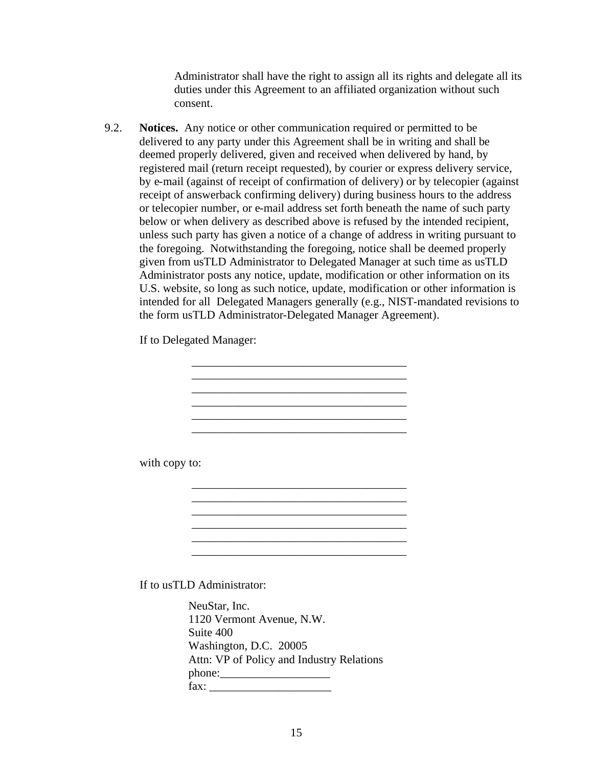Administrator shall have the right to assign all its rights and delegate all its duties under this Agreement to an affiliated organization without such consent.

9.2. **Notices.** Any notice or other communication required or permitted to be delivered to any party under this Agreement shall be in writing and shall be deemed properly delivered, given and received when delivered by hand, by registered mail (return receipt requested), by courier or express delivery service, by e-mail (against of receipt of confirmation of delivery) or by telecopier (against receipt of answerback confirming delivery) during business hours to the address or telecopier number, or e-mail address set forth beneath the name of such party below or when delivery as described above is refused by the intended recipient, unless such party has given a notice of a change of address in writing pursuant to the foregoing. Notwithstanding the foregoing, notice shall be deemed properly given from usTLD Administrator to Delegated Manager at such time as usTLD Administrator posts any notice, update, modification or other information on its U.S. website, so long as such notice, update, modification or other information is intended for all Delegated Managers generally (e.g., NIST-mandated revisions to the form usTLD Administrator-Delegated Manager Agreement).

If to Delegated Manager:

_____________________________________
_____________________________________
_____________________________________
_____________________________________
_____________________________________
_____________________________________

with copy to:

_____________________________________
_____________________________________
_____________________________________
_____________________________________
_____________________________________
_____________________________________

If to usTLD Administrator:

NeuStar, Inc.
1120 Vermont Avenue, N.W.
Suite 400
Washington, D.C. 20005
Attn: VP of Policy and Industry Relations
phone:___________________
fax: _____________________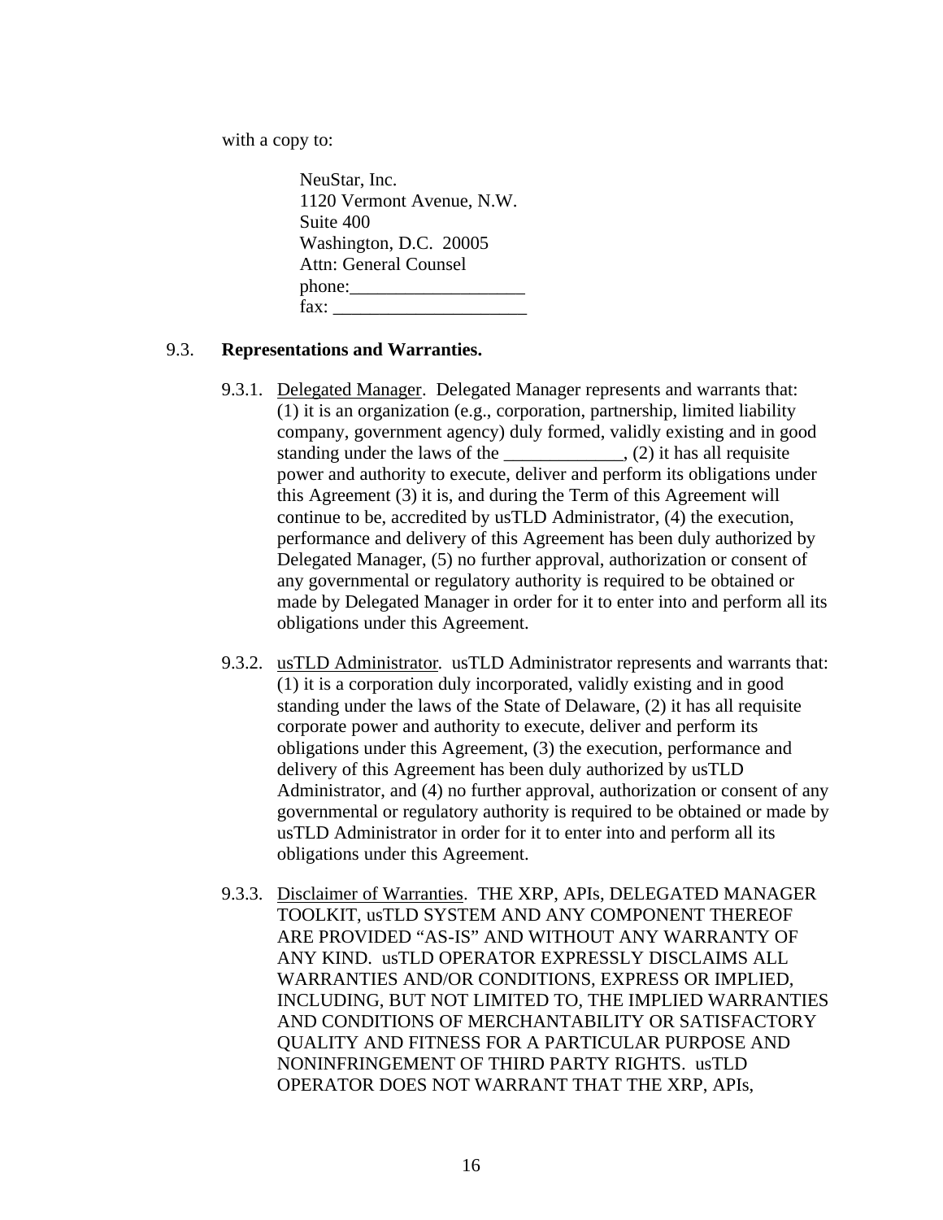with a copy to:

NeuStar, Inc.
1120 Vermont Avenue, N.W.
Suite 400
Washington, D.C. 20005
Attn: General Counsel
phone:___________________
fax: _____________________

9.3. **Representations and Warranties.**

9.3.1. Delegated Manager. Delegated Manager represents and warrants that: (1) it is an organization (e.g., corporation, partnership, limited liability company, government agency) duly formed, validly existing and in good standing under the laws of the _____________, (2) it has all requisite power and authority to execute, deliver and perform its obligations under this Agreement (3) it is, and during the Term of this Agreement will continue to be, accredited by usTLD Administrator, (4) the execution, performance and delivery of this Agreement has been duly authorized by Delegated Manager, (5) no further approval, authorization or consent of any governmental or regulatory authority is required to be obtained or made by Delegated Manager in order for it to enter into and perform all its obligations under this Agreement.

9.3.2. usTLD Administrator. usTLD Administrator represents and warrants that: (1) it is a corporation duly incorporated, validly existing and in good standing under the laws of the State of Delaware, (2) it has all requisite corporate power and authority to execute, deliver and perform its obligations under this Agreement, (3) the execution, performance and delivery of this Agreement has been duly authorized by usTLD Administrator, and (4) no further approval, authorization or consent of any governmental or regulatory authority is required to be obtained or made by usTLD Administrator in order for it to enter into and perform all its obligations under this Agreement.

9.3.3. Disclaimer of Warranties. THE XRP, APIs, DELEGATED MANAGER TOOLKIT, usTLD SYSTEM AND ANY COMPONENT THEREOF ARE PROVIDED "AS-IS" AND WITHOUT ANY WARRANTY OF ANY KIND. usTLD OPERATOR EXPRESSLY DISCLAIMS ALL WARRANTIES AND/OR CONDITIONS, EXPRESS OR IMPLIED, INCLUDING, BUT NOT LIMITED TO, THE IMPLIED WARRANTIES AND CONDITIONS OF MERCHANTABILITY OR SATISFACTORY QUALITY AND FITNESS FOR A PARTICULAR PURPOSE AND NONINFRINGEMENT OF THIRD PARTY RIGHTS. usTLD OPERATOR DOES NOT WARRANT THAT THE XRP, APIs,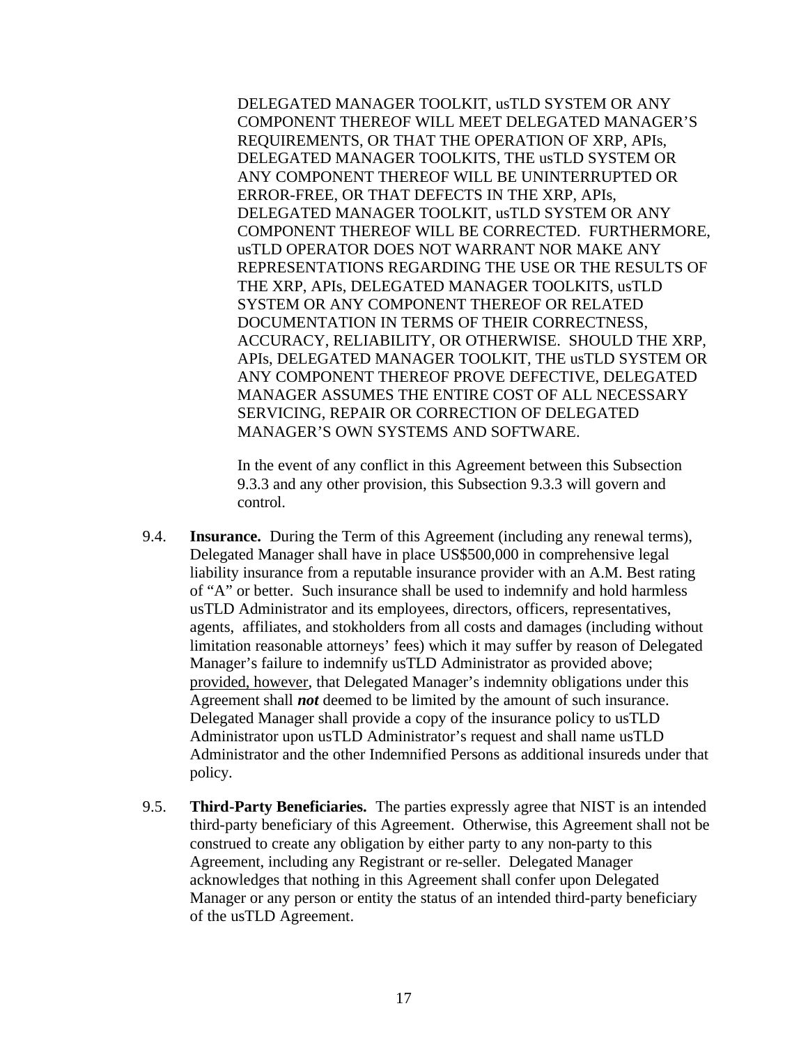DELEGATED MANAGER TOOLKIT, usTLD SYSTEM OR ANY COMPONENT THEREOF WILL MEET DELEGATED MANAGER'S REQUIREMENTS, OR THAT THE OPERATION OF XRP, APIs, DELEGATED MANAGER TOOLKITS, THE usTLD SYSTEM OR ANY COMPONENT THEREOF WILL BE UNINTERRUPTED OR ERROR-FREE, OR THAT DEFECTS IN THE XRP, APIs, DELEGATED MANAGER TOOLKIT, usTLD SYSTEM OR ANY COMPONENT THEREOF WILL BE CORRECTED. FURTHERMORE, usTLD OPERATOR DOES NOT WARRANT NOR MAKE ANY REPRESENTATIONS REGARDING THE USE OR THE RESULTS OF THE XRP, APIs, DELEGATED MANAGER TOOLKITS, usTLD SYSTEM OR ANY COMPONENT THEREOF OR RELATED DOCUMENTATION IN TERMS OF THEIR CORRECTNESS, ACCURACY, RELIABILITY, OR OTHERWISE. SHOULD THE XRP, APIs, DELEGATED MANAGER TOOLKIT, THE usTLD SYSTEM OR ANY COMPONENT THEREOF PROVE DEFECTIVE, DELEGATED MANAGER ASSUMES THE ENTIRE COST OF ALL NECESSARY SERVICING, REPAIR OR CORRECTION OF DELEGATED MANAGER'S OWN SYSTEMS AND SOFTWARE.

In the event of any conflict in this Agreement between this Subsection 9.3.3 and any other provision, this Subsection 9.3.3 will govern and control.

9.4. **Insurance.** During the Term of this Agreement (including any renewal terms), Delegated Manager shall have in place US$500,000 in comprehensive legal liability insurance from a reputable insurance provider with an A.M. Best rating of "A" or better. Such insurance shall be used to indemnify and hold harmless usTLD Administrator and its employees, directors, officers, representatives, agents, affiliates, and stokholders from all costs and damages (including without limitation reasonable attorneys' fees) which it may suffer by reason of Delegated Manager's failure to indemnify usTLD Administrator as provided above; provided, however, that Delegated Manager's indemnity obligations under this Agreement shall ***not*** deemed to be limited by the amount of such insurance. Delegated Manager shall provide a copy of the insurance policy to usTLD Administrator upon usTLD Administrator's request and shall name usTLD Administrator and the other Indemnified Persons as additional insureds under that policy.

9.5. **Third-Party Beneficiaries.** The parties expressly agree that NIST is an intended third-party beneficiary of this Agreement. Otherwise, this Agreement shall not be construed to create any obligation by either party to any non-party to this Agreement, including any Registrant or re-seller. Delegated Manager acknowledges that nothing in this Agreement shall confer upon Delegated Manager or any person or entity the status of an intended third-party beneficiary of the usTLD Agreement.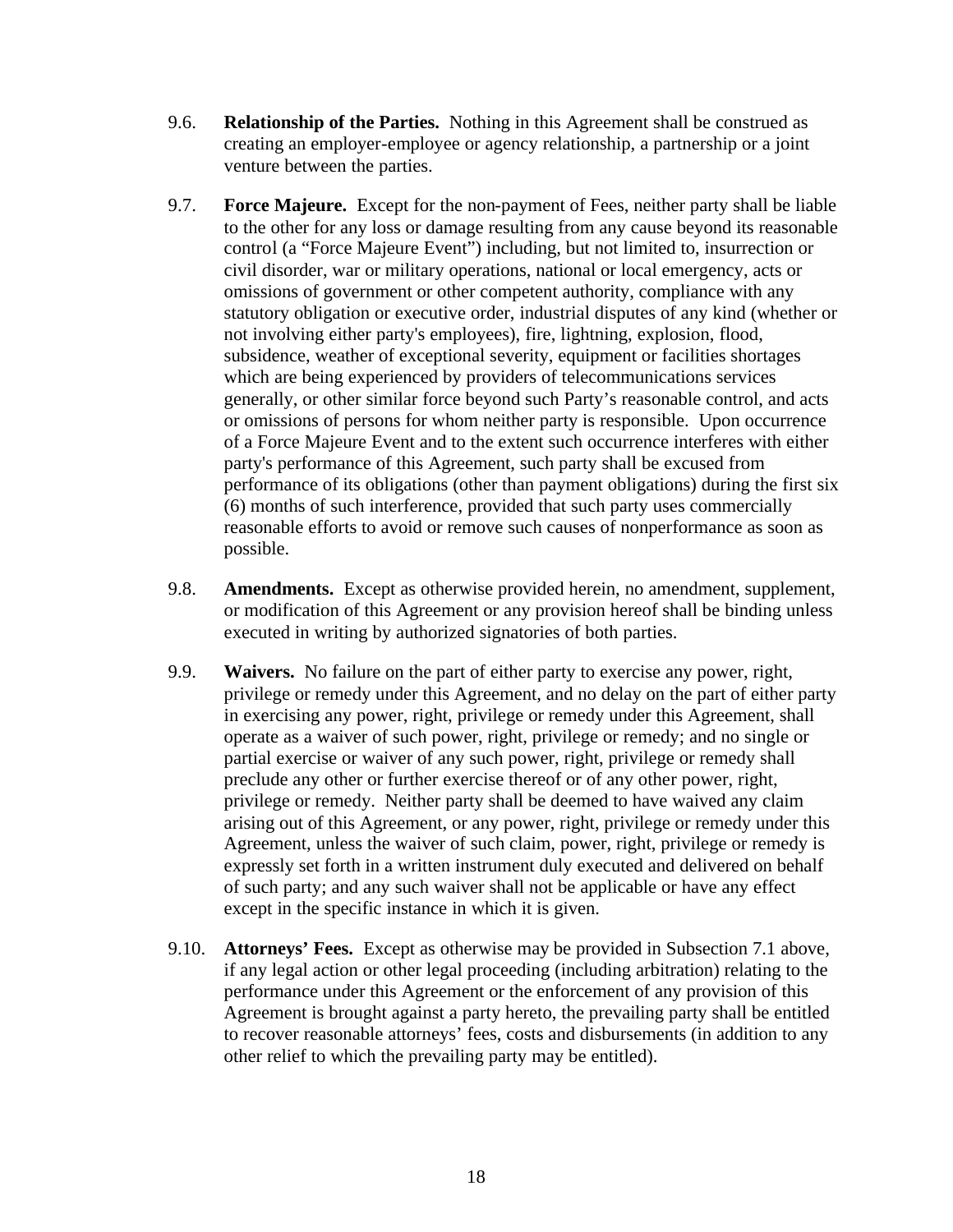9.6. **Relationship of the Parties.** Nothing in this Agreement shall be construed as creating an employer-employee or agency relationship, a partnership or a joint venture between the parties.

9.7. **Force Majeure.** Except for the non-payment of Fees, neither party shall be liable to the other for any loss or damage resulting from any cause beyond its reasonable control (a "Force Majeure Event") including, but not limited to, insurrection or civil disorder, war or military operations, national or local emergency, acts or omissions of government or other competent authority, compliance with any statutory obligation or executive order, industrial disputes of any kind (whether or not involving either party's employees), fire, lightning, explosion, flood, subsidence, weather of exceptional severity, equipment or facilities shortages which are being experienced by providers of telecommunications services generally, or other similar force beyond such Party's reasonable control, and acts or omissions of persons for whom neither party is responsible. Upon occurrence of a Force Majeure Event and to the extent such occurrence interferes with either party's performance of this Agreement, such party shall be excused from performance of its obligations (other than payment obligations) during the first six (6) months of such interference, provided that such party uses commercially reasonable efforts to avoid or remove such causes of nonperformance as soon as possible.

9.8. **Amendments.** Except as otherwise provided herein, no amendment, supplement, or modification of this Agreement or any provision hereof shall be binding unless executed in writing by authorized signatories of both parties.

9.9. **Waivers.** No failure on the part of either party to exercise any power, right, privilege or remedy under this Agreement, and no delay on the part of either party in exercising any power, right, privilege or remedy under this Agreement, shall operate as a waiver of such power, right, privilege or remedy; and no single or partial exercise or waiver of any such power, right, privilege or remedy shall preclude any other or further exercise thereof or of any other power, right, privilege or remedy. Neither party shall be deemed to have waived any claim arising out of this Agreement, or any power, right, privilege or remedy under this Agreement, unless the waiver of such claim, power, right, privilege or remedy is expressly set forth in a written instrument duly executed and delivered on behalf of such party; and any such waiver shall not be applicable or have any effect except in the specific instance in which it is given.

9.10. **Attorneys' Fees.** Except as otherwise may be provided in Subsection 7.1 above, if any legal action or other legal proceeding (including arbitration) relating to the performance under this Agreement or the enforcement of any provision of this Agreement is brought against a party hereto, the prevailing party shall be entitled to recover reasonable attorneys' fees, costs and disbursements (in addition to any other relief to which the prevailing party may be entitled).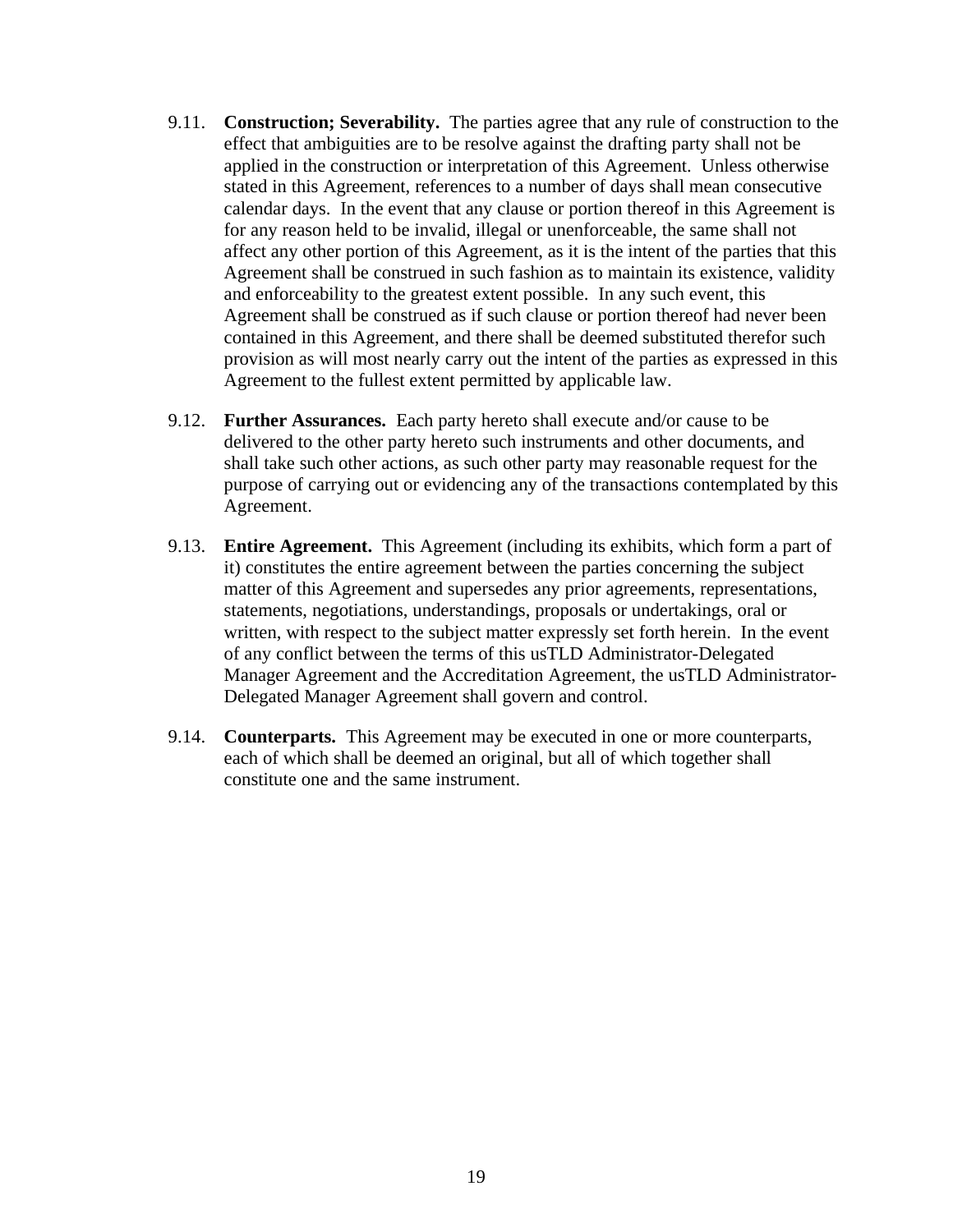9.11. **Construction; Severability.** The parties agree that any rule of construction to the effect that ambiguities are to be resolve against the drafting party shall not be applied in the construction or interpretation of this Agreement. Unless otherwise stated in this Agreement, references to a number of days shall mean consecutive calendar days. In the event that any clause or portion thereof in this Agreement is for any reason held to be invalid, illegal or unenforceable, the same shall not affect any other portion of this Agreement, as it is the intent of the parties that this Agreement shall be construed in such fashion as to maintain its existence, validity and enforceability to the greatest extent possible. In any such event, this Agreement shall be construed as if such clause or portion thereof had never been contained in this Agreement, and there shall be deemed substituted therefor such provision as will most nearly carry out the intent of the parties as expressed in this Agreement to the fullest extent permitted by applicable law.

9.12. **Further Assurances.** Each party hereto shall execute and/or cause to be delivered to the other party hereto such instruments and other documents, and shall take such other actions, as such other party may reasonable request for the purpose of carrying out or evidencing any of the transactions contemplated by this Agreement.

9.13. **Entire Agreement.** This Agreement (including its exhibits, which form a part of it) constitutes the entire agreement between the parties concerning the subject matter of this Agreement and supersedes any prior agreements, representations, statements, negotiations, understandings, proposals or undertakings, oral or written, with respect to the subject matter expressly set forth herein. In the event of any conflict between the terms of this usTLD Administrator-Delegated Manager Agreement and the Accreditation Agreement, the usTLD Administrator-Delegated Manager Agreement shall govern and control.

9.14. **Counterparts.** This Agreement may be executed in one or more counterparts, each of which shall be deemed an original, but all of which together shall constitute one and the same instrument.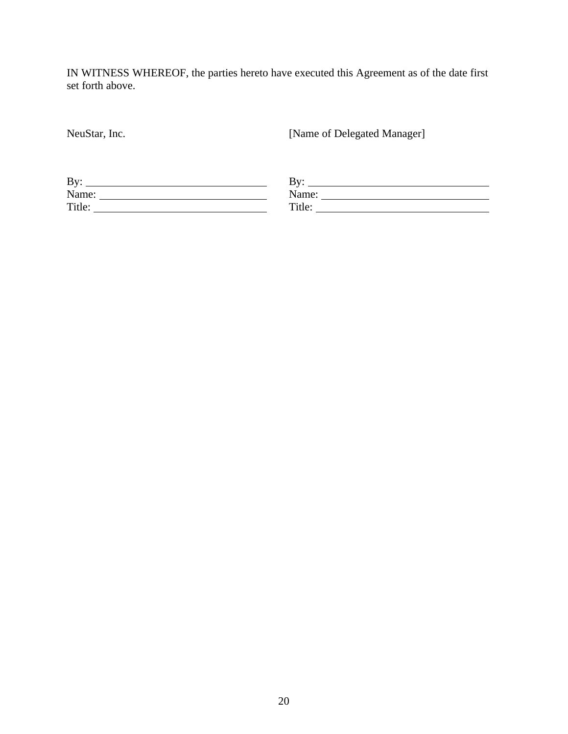IN WITNESS WHEREOF, the parties hereto have executed this Agreement as of the date first set forth above.

| NeuStar, Inc. | [Name of Delegated Manager] |
|---|---|
| By: ______________________________ | By: ______________________________ |
| Name: ____________________________ | Name: ____________________________ |
| Title: _____________________________ | Title: _____________________________ |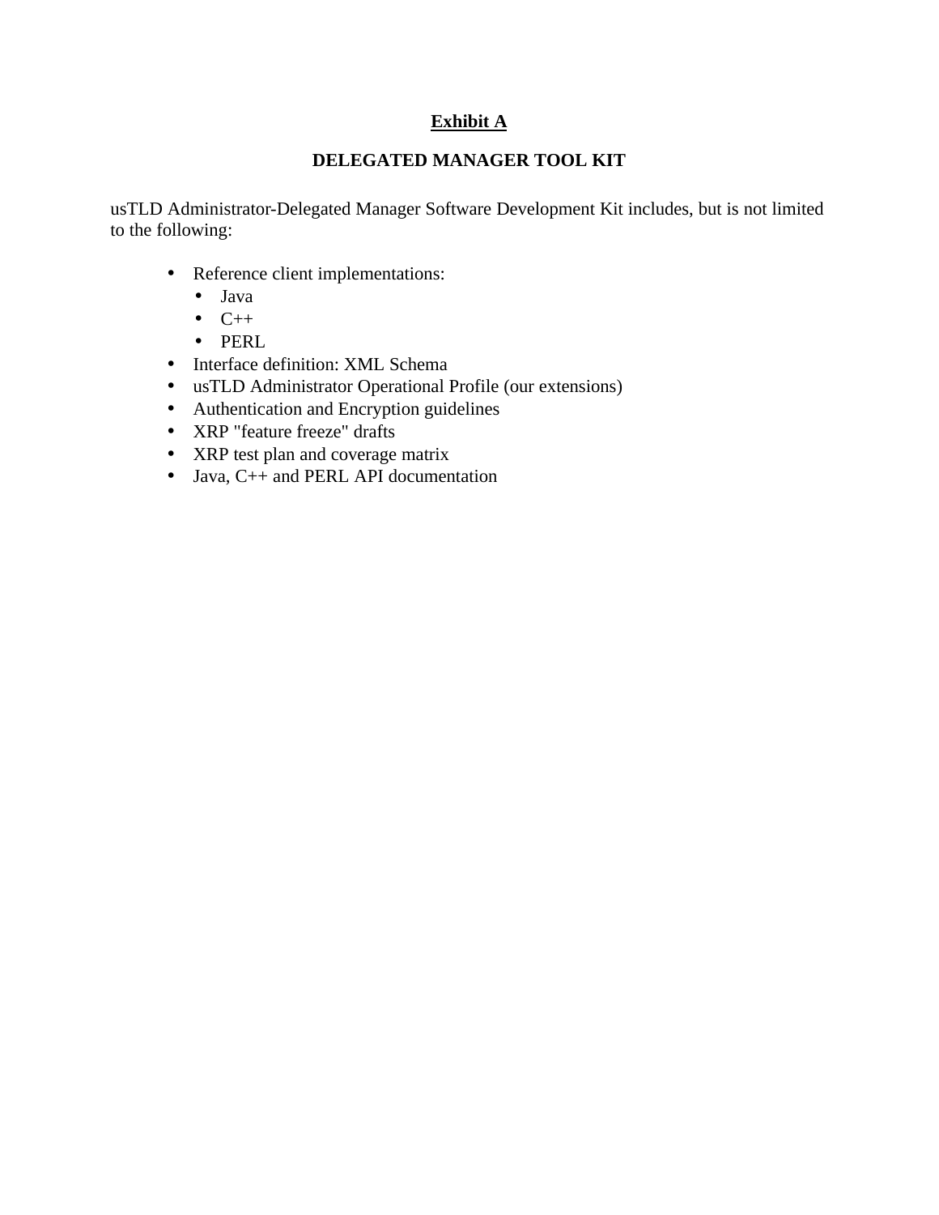**<u>Exhibit A</u>**

**DELEGATED MANAGER TOOL KIT**

usTLD Administrator-Delegated Manager Software Development Kit includes, but is not limited to the following:

- Reference client implementations:
  - Java
  - C++
  - PERL
- Interface definition: XML Schema
- usTLD Administrator Operational Profile (our extensions)
- Authentication and Encryption guidelines
- XRP "feature freeze" drafts
- XRP test plan and coverage matrix
- Java, C++ and PERL API documentation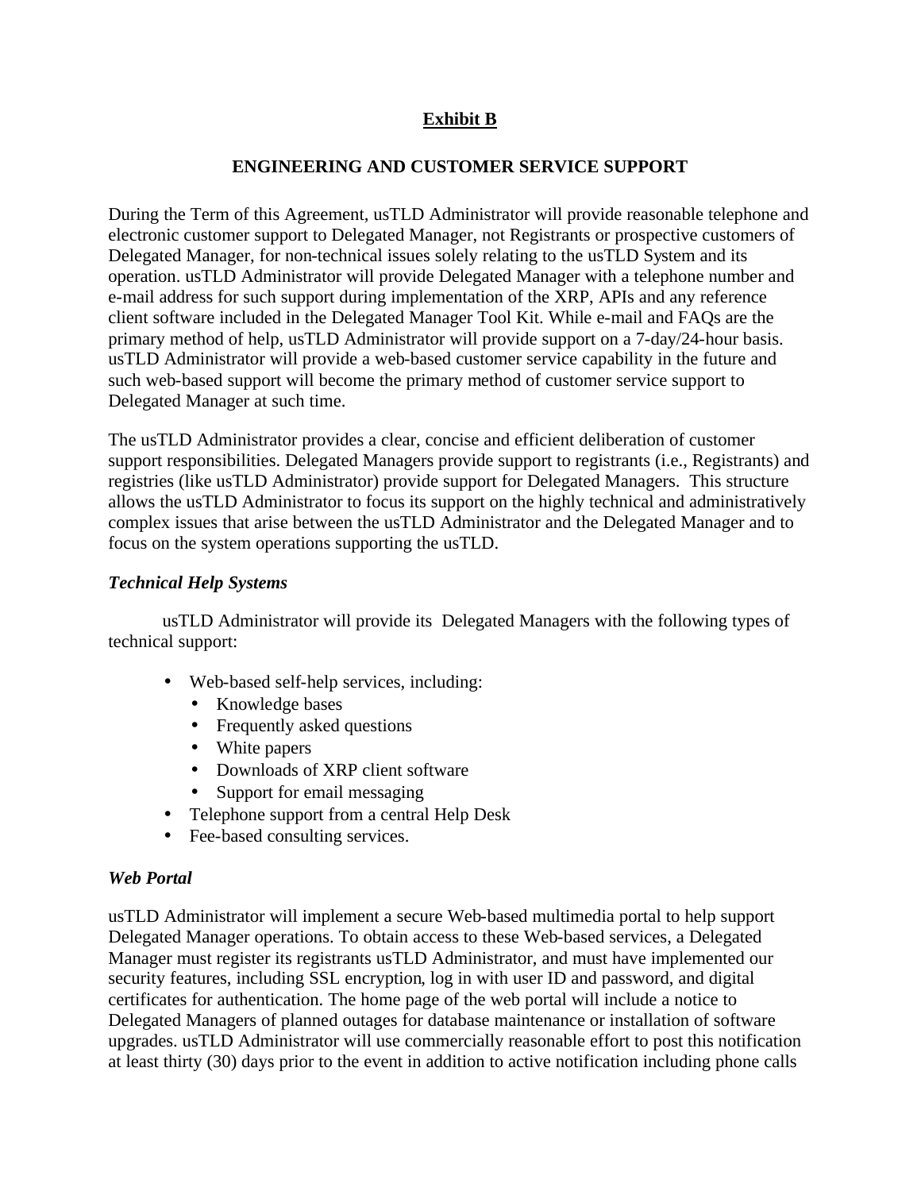**Exhibit B**

**ENGINEERING AND CUSTOMER SERVICE SUPPORT**

During the Term of this Agreement, usTLD Administrator will provide reasonable telephone and electronic customer support to Delegated Manager, not Registrants or prospective customers of Delegated Manager, for non-technical issues solely relating to the usTLD System and its operation. usTLD Administrator will provide Delegated Manager with a telephone number and e-mail address for such support during implementation of the XRP, APIs and any reference client software included in the Delegated Manager Tool Kit. While e-mail and FAQs are the primary method of help, usTLD Administrator will provide support on a 7-day/24-hour basis. usTLD Administrator will provide a web-based customer service capability in the future and such web-based support will become the primary method of customer service support to Delegated Manager at such time.

The usTLD Administrator provides a clear, concise and efficient deliberation of customer support responsibilities. Delegated Managers provide support to registrants (i.e., Registrants) and registries (like usTLD Administrator) provide support for Delegated Managers. This structure allows the usTLD Administrator to focus its support on the highly technical and administratively complex issues that arise between the usTLD Administrator and the Delegated Manager and to focus on the system operations supporting the usTLD.

***Technical Help Systems***

usTLD Administrator will provide its Delegated Managers with the following types of technical support:

- Web-based self-help services, including:
  - Knowledge bases
  - Frequently asked questions
  - White papers
  - Downloads of XRP client software
  - Support for email messaging
- Telephone support from a central Help Desk
- Fee-based consulting services.

***Web Portal***

usTLD Administrator will implement a secure Web-based multimedia portal to help support Delegated Manager operations. To obtain access to these Web-based services, a Delegated Manager must register its registrants usTLD Administrator, and must have implemented our security features, including SSL encryption, log in with user ID and password, and digital certificates for authentication. The home page of the web portal will include a notice to Delegated Managers of planned outages for database maintenance or installation of software upgrades. usTLD Administrator will use commercially reasonable effort to post this notification at least thirty (30) days prior to the event in addition to active notification including phone calls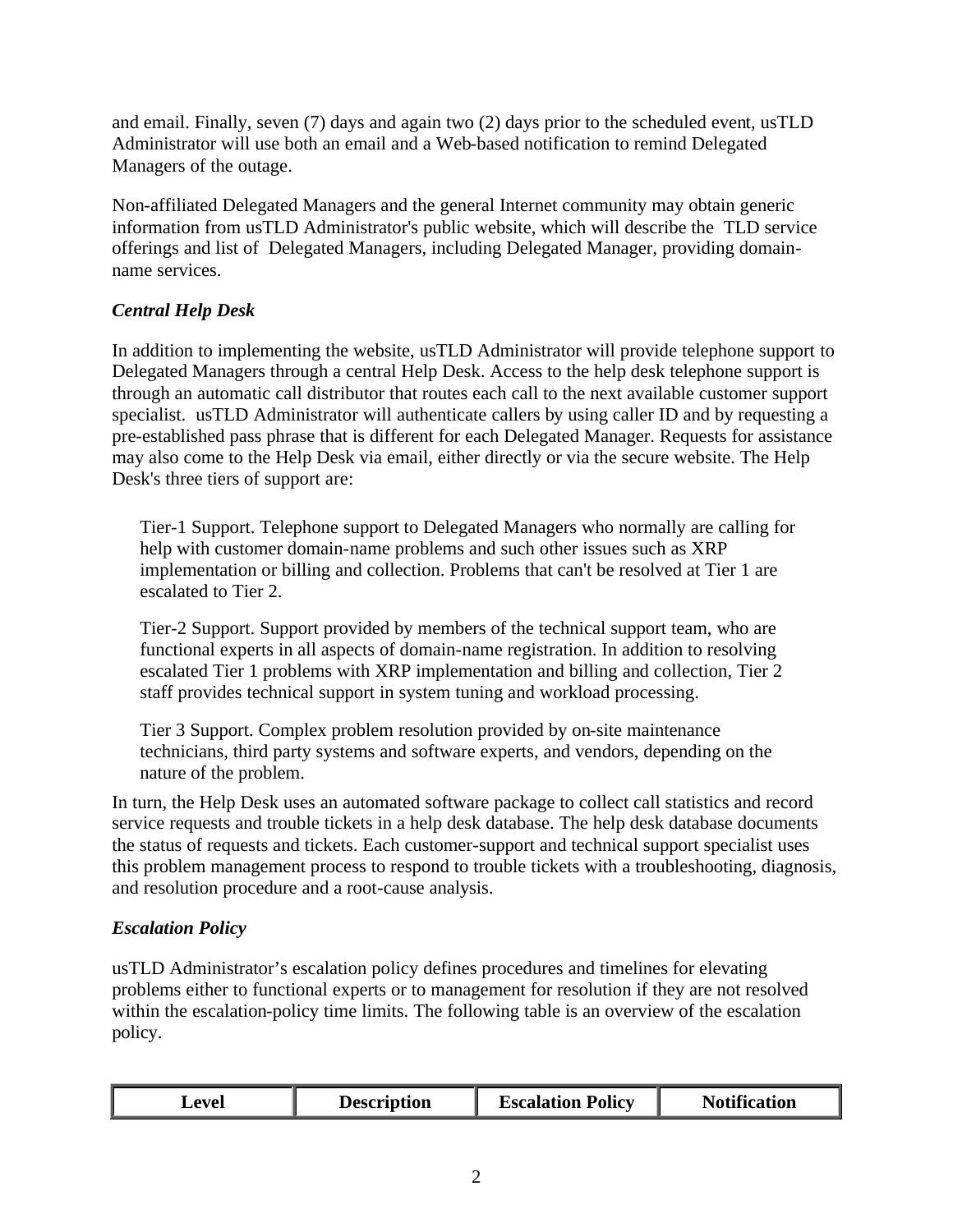and email. Finally, seven (7) days and again two (2) days prior to the scheduled event, usTLD Administrator will use both an email and a Web-based notification to remind Delegated Managers of the outage.

Non-affiliated Delegated Managers and the general Internet community may obtain generic information from usTLD Administrator's public website, which will describe the TLD service offerings and list of Delegated Managers, including Delegated Manager, providing domain-name services.

### *Central Help Desk*

In addition to implementing the website, usTLD Administrator will provide telephone support to Delegated Managers through a central Help Desk. Access to the help desk telephone support is through an automatic call distributor that routes each call to the next available customer support specialist. usTLD Administrator will authenticate callers by using caller ID and by requesting a pre-established pass phrase that is different for each Delegated Manager. Requests for assistance may also come to the Help Desk via email, either directly or via the secure website. The Help Desk's three tiers of support are:

Tier-1 Support. Telephone support to Delegated Managers who normally are calling for help with customer domain-name problems and such other issues such as XRP implementation or billing and collection. Problems that can't be resolved at Tier 1 are escalated to Tier 2.

Tier-2 Support. Support provided by members of the technical support team, who are functional experts in all aspects of domain-name registration. In addition to resolving escalated Tier 1 problems with XRP implementation and billing and collection, Tier 2 staff provides technical support in system tuning and workload processing.

Tier 3 Support. Complex problem resolution provided by on-site maintenance technicians, third party systems and software experts, and vendors, depending on the nature of the problem.

In turn, the Help Desk uses an automated software package to collect call statistics and record service requests and trouble tickets in a help desk database. The help desk database documents the status of requests and tickets. Each customer-support and technical support specialist uses this problem management process to respond to trouble tickets with a troubleshooting, diagnosis, and resolution procedure and a root-cause analysis.

### *Escalation Policy*

usTLD Administrator's escalation policy defines procedures and timelines for elevating problems either to functional experts or to management for resolution if they are not resolved within the escalation-policy time limits. The following table is an overview of the escalation policy.

| Level | Description | Escalation Policy | Notification |
|---|---|---|---|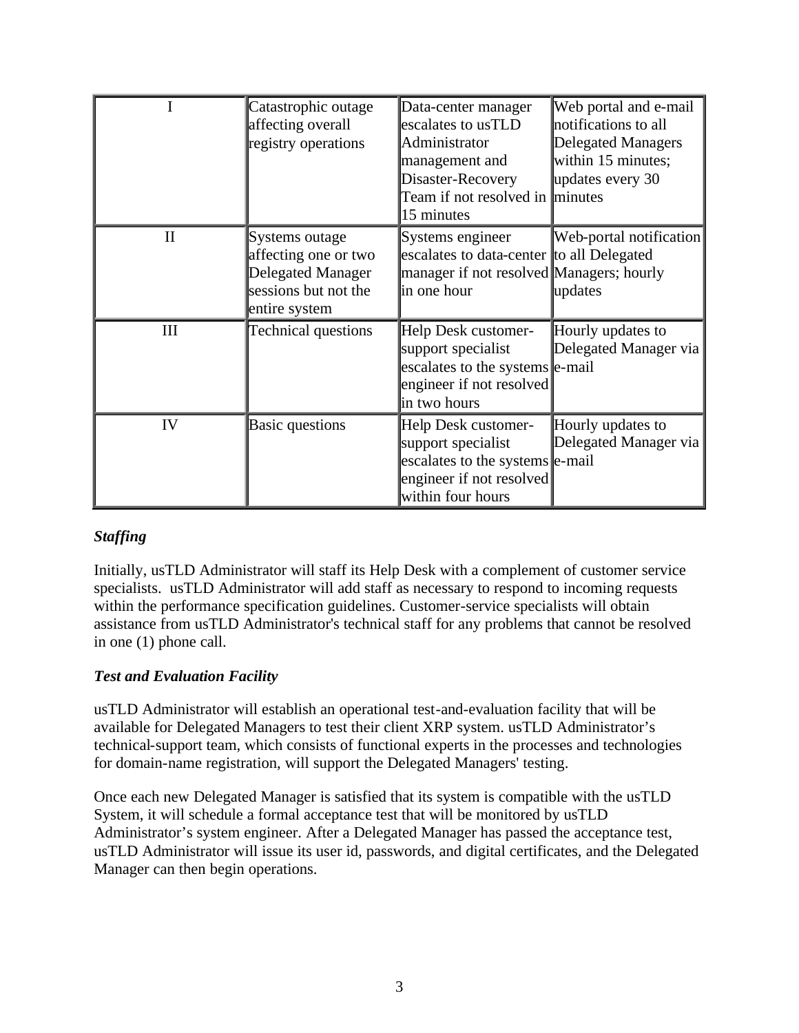| I | Catastrophic outage affecting overall registry operations | Data-center manager escalates to usTLD Administrator management and Disaster-Recovery Team if not resolved in 15 minutes | Web portal and e-mail notifications to all Delegated Managers within 15 minutes; updates every 30 minutes |
|---|---|---|---|
| II | Systems outage affecting one or two Delegated Manager sessions but not the entire system | Systems engineer escalates to data-center manager if not resolved in one hour | Web-portal notification to all Delegated Managers; hourly updates |
| III | Technical questions | Help Desk customer-support specialist escalates to the systems engineer if not resolved in two hours | Hourly updates to Delegated Manager via e-mail |
| IV | Basic questions | Help Desk customer-support specialist escalates to the systems engineer if not resolved within four hours | Hourly updates to Delegated Manager via e-mail |

***Staffing***

Initially, usTLD Administrator will staff its Help Desk with a complement of customer service specialists. usTLD Administrator will add staff as necessary to respond to incoming requests within the performance specification guidelines. Customer-service specialists will obtain assistance from usTLD Administrator's technical staff for any problems that cannot be resolved in one (1) phone call.

***Test and Evaluation Facility***

usTLD Administrator will establish an operational test-and-evaluation facility that will be available for Delegated Managers to test their client XRP system. usTLD Administrator's technical-support team, which consists of functional experts in the processes and technologies for domain-name registration, will support the Delegated Managers' testing.

Once each new Delegated Manager is satisfied that its system is compatible with the usTLD System, it will schedule a formal acceptance test that will be monitored by usTLD Administrator's system engineer. After a Delegated Manager has passed the acceptance test, usTLD Administrator will issue its user id, passwords, and digital certificates, and the Delegated Manager can then begin operations.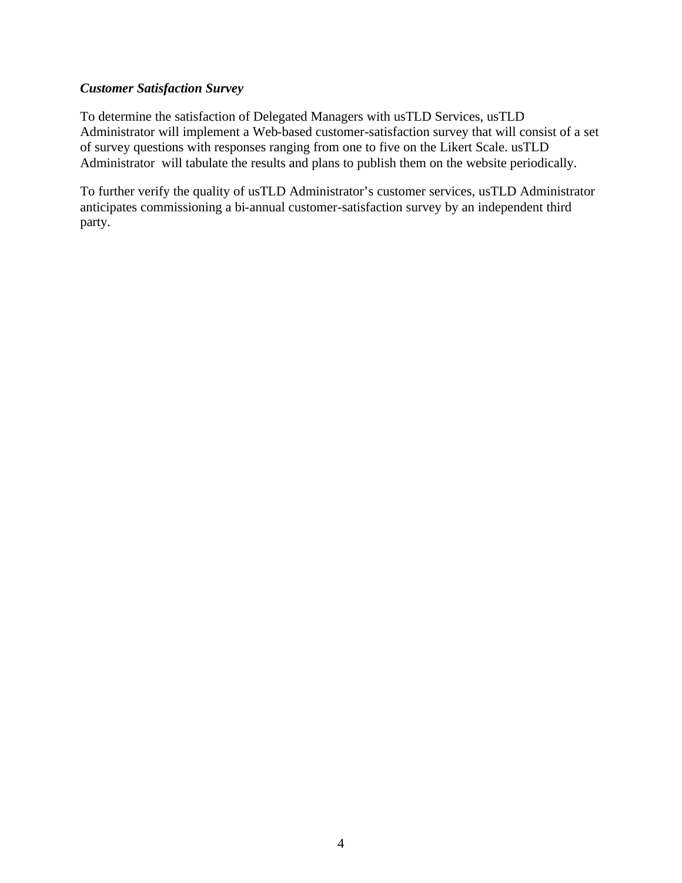***Customer Satisfaction Survey***

To determine the satisfaction of Delegated Managers with usTLD Services, usTLD Administrator will implement a Web-based customer-satisfaction survey that will consist of a set of survey questions with responses ranging from one to five on the Likert Scale. usTLD Administrator will tabulate the results and plans to publish them on the website periodically.

To further verify the quality of usTLD Administrator's customer services, usTLD Administrator anticipates commissioning a bi-annual customer-satisfaction survey by an independent third party.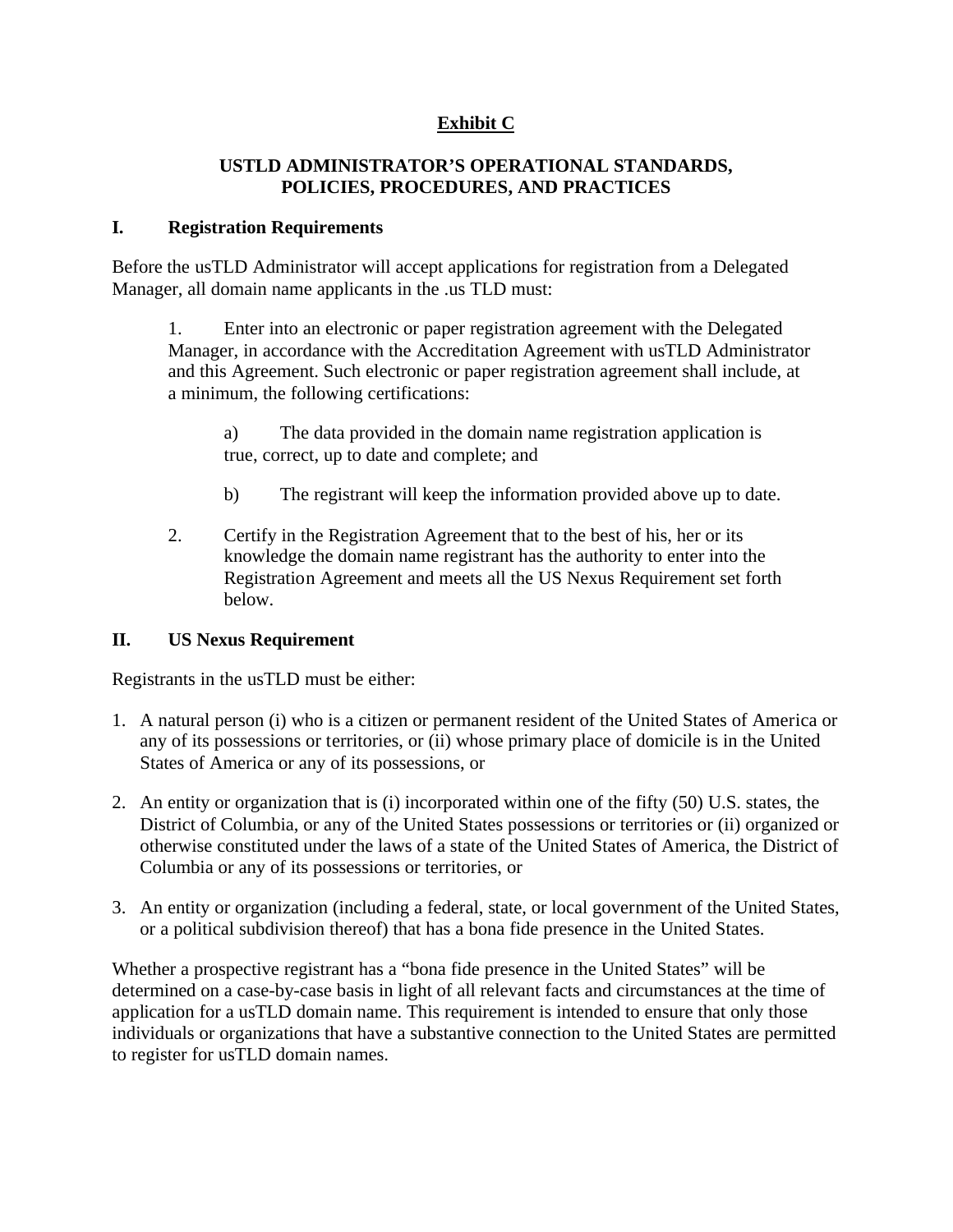**Exhibit C**

**USTLD ADMINISTRATOR'S OPERATIONAL STANDARDS, POLICIES, PROCEDURES, AND PRACTICES**

## I. Registration Requirements

Before the usTLD Administrator will accept applications for registration from a Delegated Manager, all domain name applicants in the .us TLD must:

1. Enter into an electronic or paper registration agreement with the Delegated Manager, in accordance with the Accreditation Agreement with usTLD Administrator and this Agreement. Such electronic or paper registration agreement shall include, at a minimum, the following certifications:

   a) The data provided in the domain name registration application is true, correct, up to date and complete; and

   b) The registrant will keep the information provided above up to date.

2. Certify in the Registration Agreement that to the best of his, her or its knowledge the domain name registrant has the authority to enter into the Registration Agreement and meets all the US Nexus Requirement set forth below.

## II. US Nexus Requirement

Registrants in the usTLD must be either:

1. A natural person (i) who is a citizen or permanent resident of the United States of America or any of its possessions or territories, or (ii) whose primary place of domicile is in the United States of America or any of its possessions, or

2. An entity or organization that is (i) incorporated within one of the fifty (50) U.S. states, the District of Columbia, or any of the United States possessions or territories or (ii) organized or otherwise constituted under the laws of a state of the United States of America, the District of Columbia or any of its possessions or territories, or

3. An entity or organization (including a federal, state, or local government of the United States, or a political subdivision thereof) that has a bona fide presence in the United States.

Whether a prospective registrant has a "bona fide presence in the United States" will be determined on a case-by-case basis in light of all relevant facts and circumstances at the time of application for a usTLD domain name. This requirement is intended to ensure that only those individuals or organizations that have a substantive connection to the United States are permitted to register for usTLD domain names.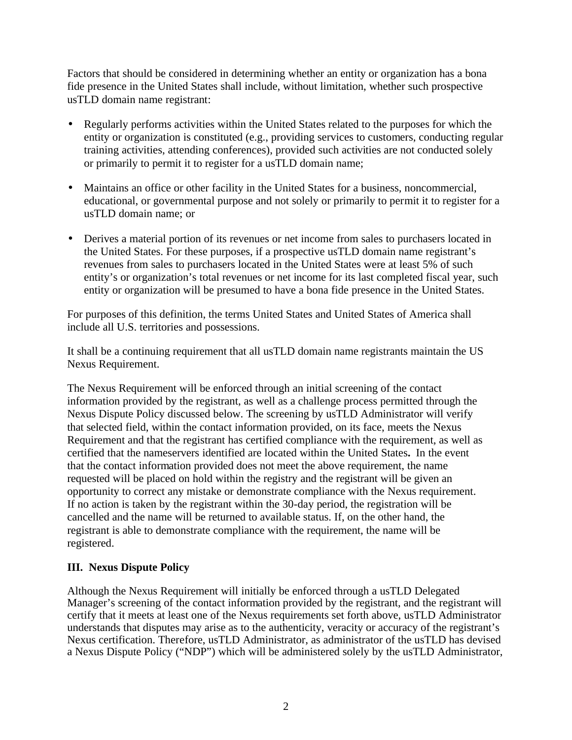Factors that should be considered in determining whether an entity or organization has a bona fide presence in the United States shall include, without limitation, whether such prospective usTLD domain name registrant:

- Regularly performs activities within the United States related to the purposes for which the entity or organization is constituted (e.g., providing services to customers, conducting regular training activities, attending conferences), provided such activities are not conducted solely or primarily to permit it to register for a usTLD domain name;

- Maintains an office or other facility in the United States for a business, noncommercial, educational, or governmental purpose and not solely or primarily to permit it to register for a usTLD domain name; or

- Derives a material portion of its revenues or net income from sales to purchasers located in the United States. For these purposes, if a prospective usTLD domain name registrant's revenues from sales to purchasers located in the United States were at least 5% of such entity's or organization's total revenues or net income for its last completed fiscal year, such entity or organization will be presumed to have a bona fide presence in the United States.

For purposes of this definition, the terms United States and United States of America shall include all U.S. territories and possessions.

It shall be a continuing requirement that all usTLD domain name registrants maintain the US Nexus Requirement.

The Nexus Requirement will be enforced through an initial screening of the contact information provided by the registrant, as well as a challenge process permitted through the Nexus Dispute Policy discussed below. The screening by usTLD Administrator will verify that selected field, within the contact information provided, on its face, meets the Nexus Requirement and that the registrant has certified compliance with the requirement, as well as certified that the nameservers identified are located within the United States**.** In the event that the contact information provided does not meet the above requirement, the name requested will be placed on hold within the registry and the registrant will be given an opportunity to correct any mistake or demonstrate compliance with the Nexus requirement. If no action is taken by the registrant within the 30-day period, the registration will be cancelled and the name will be returned to available status. If, on the other hand, the registrant is able to demonstrate compliance with the requirement, the name will be registered.

## III. Nexus Dispute Policy

Although the Nexus Requirement will initially be enforced through a usTLD Delegated Manager's screening of the contact information provided by the registrant, and the registrant will certify that it meets at least one of the Nexus requirements set forth above, usTLD Administrator understands that disputes may arise as to the authenticity, veracity or accuracy of the registrant's Nexus certification. Therefore, usTLD Administrator, as administrator of the usTLD has devised a Nexus Dispute Policy ("NDP") which will be administered solely by the usTLD Administrator,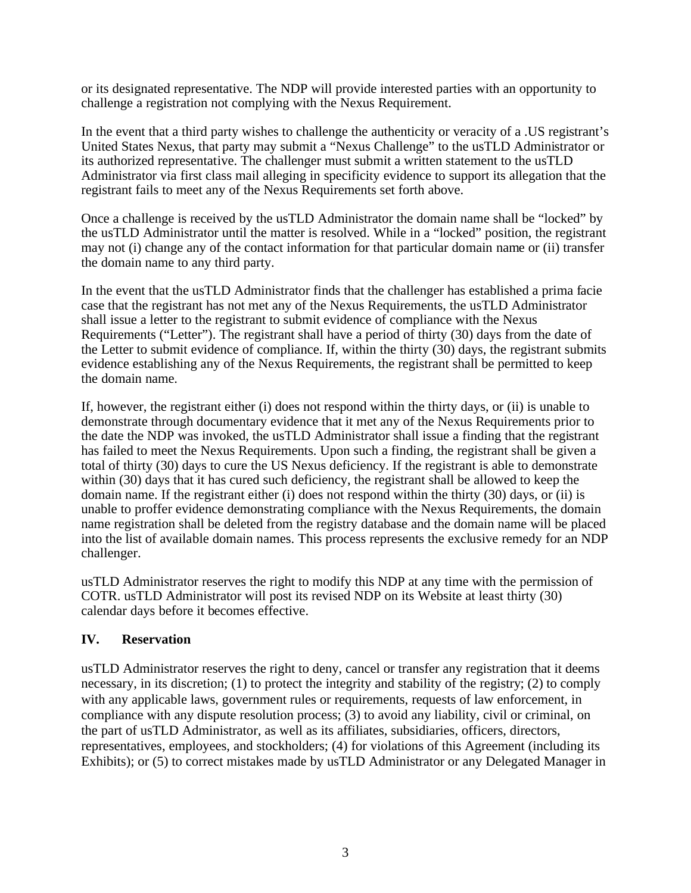or its designated representative. The NDP will provide interested parties with an opportunity to challenge a registration not complying with the Nexus Requirement.

In the event that a third party wishes to challenge the authenticity or veracity of a .US registrant's United States Nexus, that party may submit a "Nexus Challenge" to the usTLD Administrator or its authorized representative. The challenger must submit a written statement to the usTLD Administrator via first class mail alleging in specificity evidence to support its allegation that the registrant fails to meet any of the Nexus Requirements set forth above.

Once a challenge is received by the usTLD Administrator the domain name shall be "locked" by the usTLD Administrator until the matter is resolved. While in a "locked" position, the registrant may not (i) change any of the contact information for that particular domain name or (ii) transfer the domain name to any third party.

In the event that the usTLD Administrator finds that the challenger has established a prima facie case that the registrant has not met any of the Nexus Requirements, the usTLD Administrator shall issue a letter to the registrant to submit evidence of compliance with the Nexus Requirements ("Letter"). The registrant shall have a period of thirty (30) days from the date of the Letter to submit evidence of compliance. If, within the thirty (30) days, the registrant submits evidence establishing any of the Nexus Requirements, the registrant shall be permitted to keep the domain name.

If, however, the registrant either (i) does not respond within the thirty days, or (ii) is unable to demonstrate through documentary evidence that it met any of the Nexus Requirements prior to the date the NDP was invoked, the usTLD Administrator shall issue a finding that the registrant has failed to meet the Nexus Requirements. Upon such a finding, the registrant shall be given a total of thirty (30) days to cure the US Nexus deficiency. If the registrant is able to demonstrate within (30) days that it has cured such deficiency, the registrant shall be allowed to keep the domain name. If the registrant either (i) does not respond within the thirty (30) days, or (ii) is unable to proffer evidence demonstrating compliance with the Nexus Requirements, the domain name registration shall be deleted from the registry database and the domain name will be placed into the list of available domain names. This process represents the exclusive remedy for an NDP challenger.

usTLD Administrator reserves the right to modify this NDP at any time with the permission of COTR. usTLD Administrator will post its revised NDP on its Website at least thirty (30) calendar days before it becomes effective.

## IV. Reservation

usTLD Administrator reserves the right to deny, cancel or transfer any registration that it deems necessary, in its discretion; (1) to protect the integrity and stability of the registry; (2) to comply with any applicable laws, government rules or requirements, requests of law enforcement, in compliance with any dispute resolution process; (3) to avoid any liability, civil or criminal, on the part of usTLD Administrator, as well as its affiliates, subsidiaries, officers, directors, representatives, employees, and stockholders; (4) for violations of this Agreement (including its Exhibits); or (5) to correct mistakes made by usTLD Administrator or any Delegated Manager in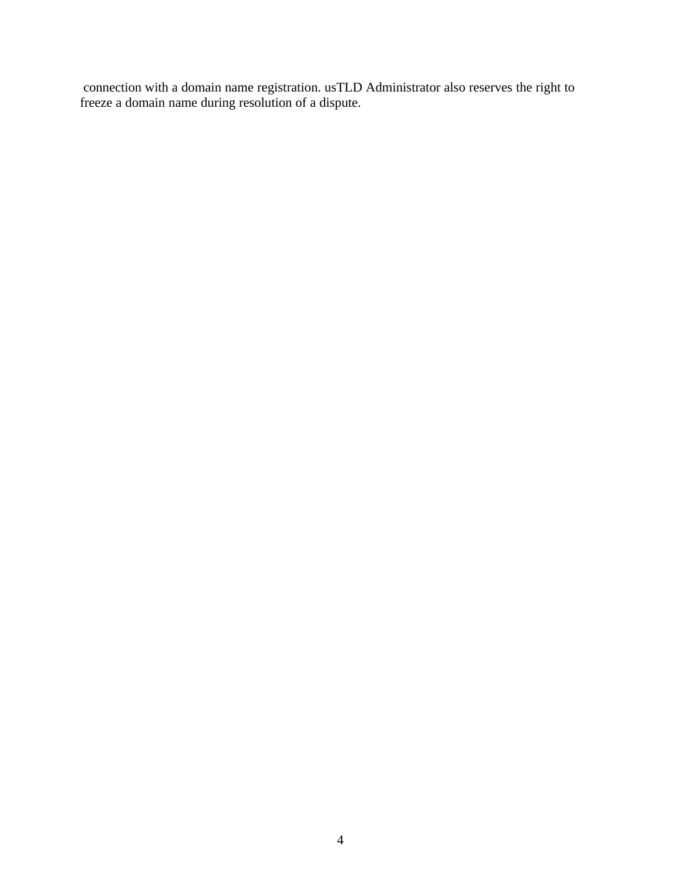connection with a domain name registration. usTLD Administrator also reserves the right to freeze a domain name during resolution of a dispute.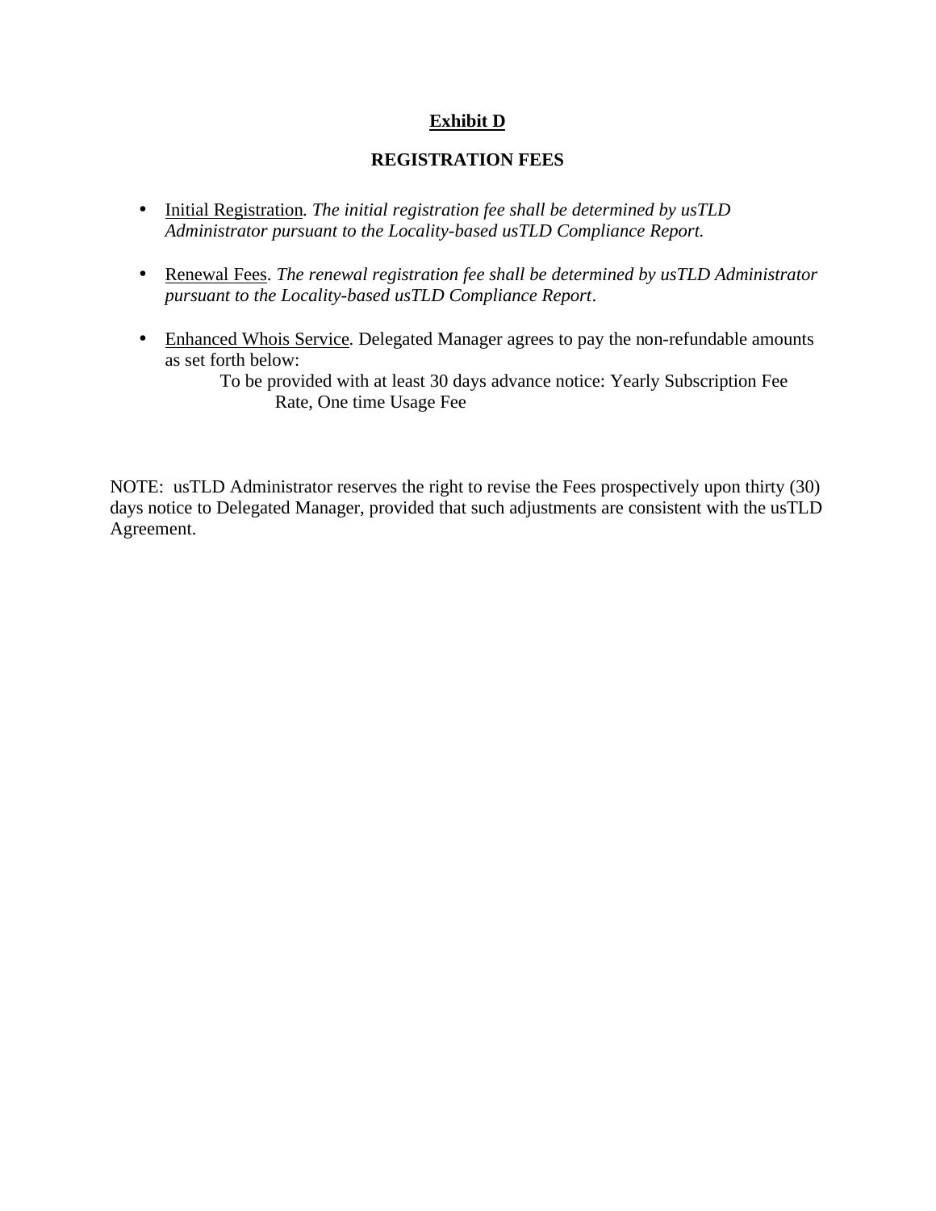<u>**Exhibit D**</u>

**REGISTRATION FEES**

- <u>Initial Registration</u>. *The initial registration fee shall be determined by usTLD Administrator pursuant to the Locality-based usTLD Compliance Report.*

- <u>Renewal Fees</u>. *The renewal registration fee shall be determined by usTLD Administrator pursuant to the Locality-based usTLD Compliance Report*.

- <u>Enhanced Whois Service</u>. Delegated Manager agrees to pay the non-refundable amounts as set forth below:

  To be provided with at least 30 days advance notice: Yearly Subscription Fee Rate, One time Usage Fee

NOTE: usTLD Administrator reserves the right to revise the Fees prospectively upon thirty (30) days notice to Delegated Manager, provided that such adjustments are consistent with the usTLD Agreement.